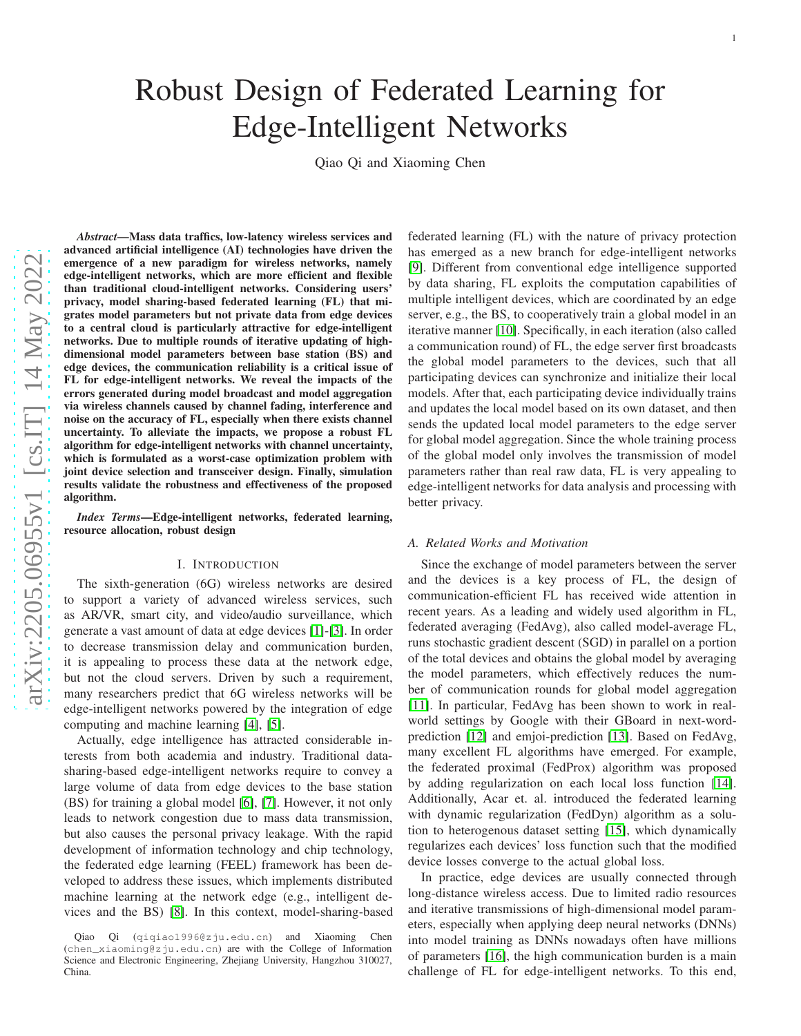# Robust Design of Federated Learning for Edge-Intelligent Networks

Qiao Qi and Xiaoming Chen

***Abstract*—Mass data traffics, low-latency wireless services and advanced artificial intelligence (AI) technologies have driven the emergence of a new paradigm for wireless networks, namely edge-intelligent networks, which are more efficient and flexible than traditional cloud-intelligent networks. Considering users' privacy, model sharing-based federated learning (FL) that migrates model parameters but not private data from edge devices to a central cloud is particularly attractive for edge-intelligent networks. Due to multiple rounds of iterative updating of high-dimensional model parameters between base station (BS) and edge devices, the communication reliability is a critical issue of FL for edge-intelligent networks. We reveal the impacts of the errors generated during model broadcast and model aggregation via wireless channels caused by channel fading, interference and noise on the accuracy of FL, especially when there exists channel uncertainty. To alleviate the impacts, we propose a robust FL algorithm for edge-intelligent networks with channel uncertainty, which is formulated as a worst-case optimization problem with joint device selection and transceiver design. Finally, simulation results validate the robustness and effectiveness of the proposed algorithm.**

***Index Terms*—Edge-intelligent networks, federated learning, resource allocation, robust design**

## I. Introduction

The sixth-generation (6G) wireless networks are desired to support a variety of advanced wireless services, such as AR/VR, smart city, and video/audio surveillance, which generate a vast amount of data at edge devices [1]-[3]. In order to decrease transmission delay and communication burden, it is appealing to process these data at the network edge, but not the cloud servers. Driven by such a requirement, many researchers predict that 6G wireless networks will be edge-intelligent networks powered by the integration of edge computing and machine learning [4], [5].

Actually, edge intelligence has attracted considerable interests from both academia and industry. Traditional data-sharing-based edge-intelligent networks require to convey a large volume of data from edge devices to the base station (BS) for training a global model [6], [7]. However, it not only leads to network congestion due to mass data transmission, but also causes the personal privacy leakage. With the rapid development of information technology and chip technology, the federated edge learning (FEEL) framework has been developed to address these issues, which implements distributed machine learning at the network edge (e.g., intelligent devices and the BS) [8]. In this context, model-sharing-based federated learning (FL) with the nature of privacy protection has emerged as a new branch for edge-intelligent networks [9]. Different from conventional edge intelligence supported by data sharing, FL exploits the computation capabilities of multiple intelligent devices, which are coordinated by an edge server, e.g., the BS, to cooperatively train a global model in an iterative manner [10]. Specifically, in each iteration (also called a communication round) of FL, the edge server first broadcasts the global model parameters to the devices, such that all participating devices can synchronize and initialize their local models. After that, each participating device individually trains and updates the local model based on its own dataset, and then sends the updated local model parameters to the edge server for global model aggregation. Since the whole training process of the global model only involves the transmission of model parameters rather than real raw data, FL is very appealing to edge-intelligent networks for data analysis and processing with better privacy.

Qiao Qi (qiqiao1996@zju.edu.cn) and Xiaoming Chen (chen_xiaoming@zju.edu.cn) are with the College of Information Science and Electronic Engineering, Zhejiang University, Hangzhou 310027, China.

### A. Related Works and Motivation

Since the exchange of model parameters between the server and the devices is a key process of FL, the design of communication-efficient FL has received wide attention in recent years. As a leading and widely used algorithm in FL, federated averaging (FedAvg), also called model-average FL, runs stochastic gradient descent (SGD) in parallel on a portion of the total devices and obtains the global model by averaging the model parameters, which effectively reduces the number of communication rounds for global model aggregation [11]. In particular, FedAvg has been shown to work in real-world settings by Google with their GBoard in next-word-prediction [12] and emjoi-prediction [13]. Based on FedAvg, many excellent FL algorithms have emerged. For example, the federated proximal (FedProx) algorithm was proposed by adding regularization on each local loss function [14]. Additionally, Acar et. al. introduced the federated learning with dynamic regularization (FedDyn) algorithm as a solution to heterogenous dataset setting [15], which dynamically regularizes each devices' loss function such that the modified device losses converge to the actual global loss.

In practice, edge devices are usually connected through long-distance wireless access. Due to limited radio resources and iterative transmissions of high-dimensional model parameters, especially when applying deep neural networks (DNNs) into model training as DNNs nowadays often have millions of parameters [16], the high communication burden is a main challenge of FL for edge-intelligent networks. To this end,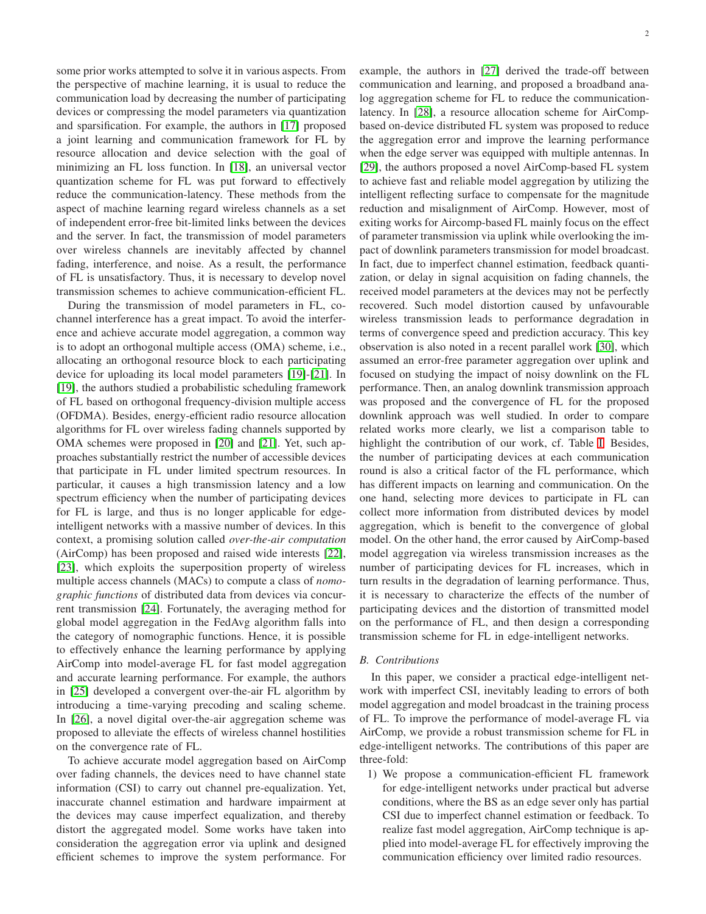some prior works attempted to solve it in various aspects. From the perspective of machine learning, it is usual to reduce the communication load by decreasing the number of participating devices or compressing the model parameters via quantization and sparsification. For example, the authors in [17] proposed a joint learning and communication framework for FL by resource allocation and device selection with the goal of minimizing an FL loss function. In [18], an universal vector quantization scheme for FL was put forward to effectively reduce the communication-latency. These methods from the aspect of machine learning regard wireless channels as a set of independent error-free bit-limited links between the devices and the server. In fact, the transmission of model parameters over wireless channels are inevitably affected by channel fading, interference, and noise. As a result, the performance of FL is unsatisfactory. Thus, it is necessary to develop novel transmission schemes to achieve communication-efficient FL.

During the transmission of model parameters in FL, co-channel interference has a great impact. To avoid the interference and achieve accurate model aggregation, a common way is to adopt an orthogonal multiple access (OMA) scheme, i.e., allocating an orthogonal resource block to each participating device for uploading its local model parameters [19]-[21]. In [19], the authors studied a probabilistic scheduling framework of FL based on orthogonal frequency-division multiple access (OFDMA). Besides, energy-efficient radio resource allocation algorithms for FL over wireless fading channels supported by OMA schemes were proposed in [20] and [21]. Yet, such approaches substantially restrict the number of accessible devices that participate in FL under limited spectrum resources. In particular, it causes a high transmission latency and a low spectrum efficiency when the number of participating devices for FL is large, and thus is no longer applicable for edge-intelligent networks with a massive number of devices. In this context, a promising solution called *over-the-air computation* (AirComp) has been proposed and raised wide interests [22], [23], which exploits the superposition property of wireless multiple access channels (MACs) to compute a class of *nomographic functions* of distributed data from devices via concurrent transmission [24]. Fortunately, the averaging method for global model aggregation in the FedAvg algorithm falls into the category of nomographic functions. Hence, it is possible to effectively enhance the learning performance by applying AirComp into model-average FL for fast model aggregation and accurate learning performance. For example, the authors in [25] developed a convergent over-the-air FL algorithm by introducing a time-varying precoding and scaling scheme. In [26], a novel digital over-the-air aggregation scheme was proposed to alleviate the effects of wireless channel hostilities on the convergence rate of FL.

To achieve accurate model aggregation based on AirComp over fading channels, the devices need to have channel state information (CSI) to carry out channel pre-equalization. Yet, inaccurate channel estimation and hardware impairment at the devices may cause imperfect equalization, and thereby distort the aggregated model. Some works have taken into consideration the aggregation error via uplink and designed efficient schemes to improve the system performance. For example, the authors in [27] derived the trade-off between communication and learning, and proposed a broadband analog aggregation scheme for FL to reduce the communication-latency. In [28], a resource allocation scheme for AirComp-based on-device distributed FL system was proposed to reduce the aggregation error and improve the learning performance when the edge server was equipped with multiple antennas. In [29], the authors proposed a novel AirComp-based FL system to achieve fast and reliable model aggregation by utilizing the intelligent reflecting surface to compensate for the magnitude reduction and misalignment of AirComp. However, most of exiting works for Aircomp-based FL mainly focus on the effect of parameter transmission via uplink while overlooking the impact of downlink parameters transmission for model broadcast. In fact, due to imperfect channel estimation, feedback quantization, or delay in signal acquisition on fading channels, the received model parameters at the devices may not be perfectly recovered. Such model distortion caused by unfavourable wireless transmission leads to performance degradation in terms of convergence speed and prediction accuracy. This key observation is also noted in a recent parallel work [30], which assumed an error-free parameter aggregation over uplink and focused on studying the impact of noisy downlink on the FL performance. Then, an analog downlink transmission approach was proposed and the convergence of FL for the proposed downlink approach was well studied. In order to compare related works more clearly, we list a comparison table to highlight the contribution of our work, cf. Table I. Besides, the number of participating devices at each communication round is also a critical factor of the FL performance, which has different impacts on learning and communication. On the one hand, selecting more devices to participate in FL can collect more information from distributed devices by model aggregation, which is benefit to the convergence of global model. On the other hand, the error caused by AirComp-based model aggregation via wireless transmission increases as the number of participating devices for FL increases, which in turn results in the degradation of learning performance. Thus, it is necessary to characterize the effects of the number of participating devices and the distortion of transmitted model on the performance of FL, and then design a corresponding transmission scheme for FL in edge-intelligent networks.

### B. Contributions

In this paper, we consider a practical edge-intelligent network with imperfect CSI, inevitably leading to errors of both model aggregation and model broadcast in the training process of FL. To improve the performance of model-average FL via AirComp, we provide a robust transmission scheme for FL in edge-intelligent networks. The contributions of this paper are three-fold:

1) We propose a communication-efficient FL framework for edge-intelligent networks under practical but adverse conditions, where the BS as an edge sever only has partial CSI due to imperfect channel estimation or feedback. To realize fast model aggregation, AirComp technique is applied into model-average FL for effectively improving the communication efficiency over limited radio resources.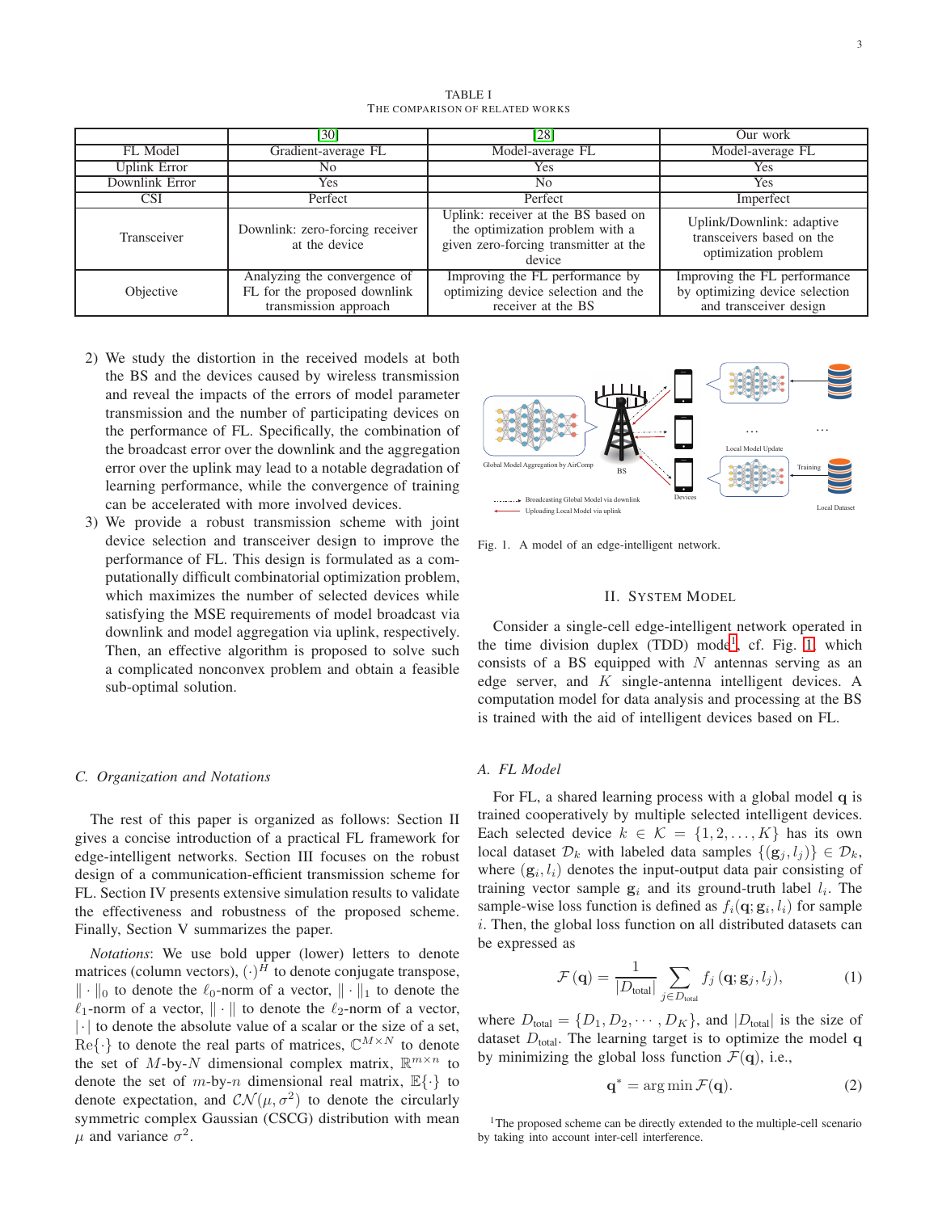TABLE I
THE COMPARISON OF RELATED WORKS

| | [30] | [28] | Our work |
|---|---|---|---|
| FL Model | Gradient-average FL | Model-average FL | Model-average FL |
| Uplink Error | No | Yes | Yes |
| Downlink Error | Yes | No | Yes |
| CSI | Perfect | Perfect | Imperfect |
| Transceiver | Downlink: zero-forcing receiver at the device | Uplink: receiver at the BS based on the optimization problem with a given zero-forcing transmitter at the device | Uplink/Downlink: adaptive transceivers based on the optimization problem |
| Objective | Analyzing the convergence of FL for the proposed downlink transmission approach | Improving the FL performance by optimizing device selection and the receiver at the BS | Improving the FL performance by optimizing device selection and transceiver design |

2) We study the distortion in the received models at both the BS and the devices caused by wireless transmission and reveal the impacts of the errors of model parameter transmission and the number of participating devices on the performance of FL. Specifically, the combination of the broadcast error over the downlink and the aggregation error over the uplink may lead to a notable degradation of learning performance, while the convergence of training can be accelerated with more involved devices.
3) We provide a robust transmission scheme with joint device selection and transceiver design to improve the performance of FL. This design is formulated as a computationally difficult combinatorial optimization problem, which maximizes the number of selected devices while satisfying the MSE requirements of model broadcast via downlink and model aggregation via uplink, respectively. Then, an effective algorithm is proposed to solve such a complicated nonconvex problem and obtain a feasible sub-optimal solution.

### C. Organization and Notations

The rest of this paper is organized as follows: Section II gives a concise introduction of a practical FL framework for edge-intelligent networks. Section III focuses on the robust design of a communication-efficient transmission scheme for FL. Section IV presents extensive simulation results to validate the effectiveness and robustness of the proposed scheme. Finally, Section V summarizes the paper.

*Notations*: We use bold upper (lower) letters to denote matrices (column vectors), $(\cdot)^H$ to denote conjugate transpose, $\|\cdot\|_0$ to denote the $\ell_0$-norm of a vector, $\|\cdot\|_1$ to denote the $\ell_1$-norm of a vector, $\|\cdot\|$ to denote the $\ell_2$-norm of a vector, $|\cdot|$ to denote the absolute value of a scalar or the size of a set, $\mathrm{Re}\{\cdot\}$ to denote the real parts of matrices, $\mathbb{C}^{M\times N}$ to denote the set of $M$-by-$N$ dimensional complex matrix, $\mathbb{R}^{m\times n}$ to denote the set of $m$-by-$n$ dimensional real matrix, $\mathbb{E}\{\cdot\}$ to denote expectation, and $\mathcal{CN}(\mu,\sigma^2)$ to denote the circularly symmetric complex Gaussian (CSCG) distribution with mean $\mu$ and variance $\sigma^2$.

Fig. 1. A model of an edge-intelligent network.

## II. SYSTEM MODEL

Consider a single-cell edge-intelligent network operated in the time division duplex (TDD) mode[1], cf. Fig. 1, which consists of a BS equipped with $N$ antennas serving as an edge server, and $K$ single-antenna intelligent devices. A computation model for data analysis and processing at the BS is trained with the aid of intelligent devices based on FL.

### A. FL Model

For FL, a shared learning process with a global model $\mathbf{q}$ is trained cooperatively by multiple selected intelligent devices. Each selected device $k \in \mathcal{K} = \{1, 2, \ldots, K\}$ has its own local dataset $\mathcal{D}_k$ with labeled data samples $\{(\mathbf{g}_j, l_j)\} \in \mathcal{D}_k$, where $(\mathbf{g}_i, l_i)$ denotes the input-output data pair consisting of training vector sample $\mathbf{g}_i$ and its ground-truth label $l_i$. The sample-wise loss function is defined as $f_i(\mathbf{q}; \mathbf{g}_i, l_i)$ for sample $i$. Then, the global loss function on all distributed datasets can be expressed as

$$\mathcal{F}(\mathbf{q}) = \frac{1}{|D_{\text{total}}|} \sum_{j \in D_{\text{total}}} f_j(\mathbf{q}; \mathbf{g}_j, l_j), \tag{1}$$

where $D_{\text{total}} = \{D_1, D_2, \cdots, D_K\}$, and $|D_{\text{total}}|$ is the size of dataset $D_{\text{total}}$. The learning target is to optimize the model $\mathbf{q}$ by minimizing the global loss function $\mathcal{F}(\mathbf{q})$, i.e.,

$$\mathbf{q}^* = \arg\min \mathcal{F}(\mathbf{q}). \tag{2}$$

[1] The proposed scheme can be directly extended to the multiple-cell scenario by taking into account inter-cell interference.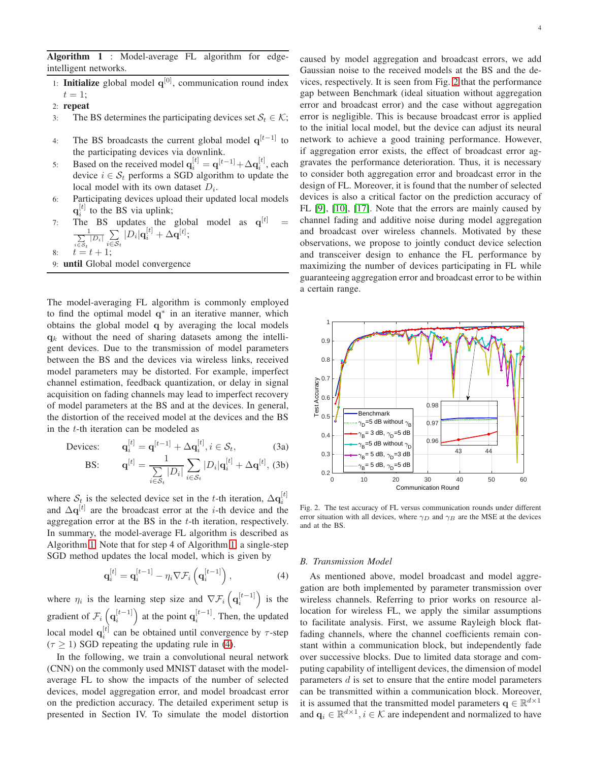**Algorithm 1** : Model-average FL algorithm for edge-intelligent networks.

1: **Initialize** global model $\mathbf{q}^{[0]}$, communication round index $t = 1$;
2: **repeat**
3: The BS determines the participating devices set $\mathcal{S}_t \in \mathcal{K}$;
4: The BS broadcasts the current global model $\mathbf{q}^{[t-1]}$ to the participating devices via downlink.
5: Based on the received model $\mathbf{q}_i^{[t]} = \mathbf{q}^{[t-1]} + \Delta\mathbf{q}_i^{[t]}$, each device $i \in \mathcal{S}_t$ performs a SGD algorithm to update the local model with its own dataset $D_i$.
6: Participating devices upload their updated local models $\mathbf{q}_i^{[t]}$ to the BS via uplink;
7: The BS updates the global model as $\mathbf{q}^{[t]} = \frac{1}{\sum_{i \in \mathcal{S}_t} |D_i|} \sum_{i \in \mathcal{S}_t} |D_i| \mathbf{q}_i^{[t]} + \Delta\mathbf{q}^{[t]}$;
8: $t = t + 1$;
9: **until** Global model convergence

The model-averaging FL algorithm is commonly employed to find the optimal model $\mathbf{q}^*$ in an iterative manner, which obtains the global model $\mathbf{q}$ by averaging the local models $\mathbf{q}_k$ without the need of sharing datasets among the intelligent devices. Due to the transmission of model parameters between the BS and the devices via wireless links, received model parameters may be distorted. For example, imperfect channel estimation, feedback quantization, or delay in signal acquisition on fading channels may lead to imperfect recovery of model parameters at the BS and at the devices. In general, the distortion of the received model at the devices and the BS in the $t$-th iteration can be modeled as

$$\text{Devices:} \quad \mathbf{q}_i^{[t]} = \mathbf{q}^{[t-1]} + \Delta\mathbf{q}_i^{[t]}, i \in \mathcal{S}_t, \tag{3a}$$

$$\text{BS:} \quad \mathbf{q}^{[t]} = \frac{1}{\sum_{i \in \mathcal{S}_t} |D_i|} \sum_{i \in \mathcal{S}_t} |D_i| \mathbf{q}_i^{[t]} + \Delta\mathbf{q}^{[t]}, \tag{3b}$$

where $\mathcal{S}_t$ is the selected device set in the $t$-th iteration, $\Delta\mathbf{q}_i^{[t]}$ and $\Delta\mathbf{q}^{[t]}$ are the broadcast error at the $i$-th device and the aggregation error at the BS in the $t$-th iteration, respectively. In summary, the model-average FL algorithm is described as Algorithm 1. Note that for step 4 of Algorithm 1, a single-step SGD method updates the local model, which is given by

$$\mathbf{q}_i^{[t]} = \mathbf{q}_i^{[t-1]} - \eta_i \nabla \mathcal{F}_i \left( \mathbf{q}_i^{[t-1]} \right), \tag{4}$$

where $\eta_i$ is the learning step size and $\nabla \mathcal{F}_i \left( \mathbf{q}_i^{[t-1]} \right)$ is the gradient of $\mathcal{F}_i \left( \mathbf{q}_i^{[t-1]} \right)$ at the point $\mathbf{q}_i^{[t-1]}$. Then, the updated local model $\mathbf{q}_i^{[t]}$ can be obtained until convergence by $\tau$-step ($\tau \geq 1$) SGD repeating the updating rule in (4).

In the following, we train a convolutional neural network (CNN) on the commonly used MNIST dataset with the model-average FL to show the impacts of the number of selected devices, model aggregation error, and model broadcast error on the prediction accuracy. The detailed experiment setup is presented in Section IV. To simulate the model distortion caused by model aggregation and broadcast errors, we add Gaussian noise to the received models at the BS and the devices, respectively. It is seen from Fig. 2 that the performance gap between Benchmark (ideal situation without aggregation error and broadcast error) and the case without aggregation error is negligible. This is because broadcast error is applied to the initial local model, but the device can adjust its neural network to achieve a good training performance. However, if aggregation error exists, the effect of broadcast error aggravates the performance deterioration. Thus, it is necessary to consider both aggregation error and broadcast error in the design of FL. Moreover, it is found that the number of selected devices is also a critical factor on the prediction accuracy of FL [9], [10], [17]. Note that the errors are mainly caused by channel fading and additive noise during model aggregation and broadcast over wireless channels. Motivated by these observations, we propose to jointly conduct device selection and transceiver design to enhance the FL performance by maximizing the number of devices participating in FL while guaranteeing aggregation error and broadcast error to be within a certain range.

Fig. 2. The test accuracy of FL versus communication rounds under different error situation with all devices, where $\gamma_D$ and $\gamma_B$ are the MSE at the devices and at the BS.

### B. Transmission Model

As mentioned above, model broadcast and model aggregation are both implemented by parameter transmission over wireless channels. Referring to prior works on resource allocation for wireless FL, we apply the similar assumptions to facilitate analysis. First, we assume Rayleigh block flat-fading channels, where the channel coefficients remain constant within a communication block, but independently fade over successive blocks. Due to limited data storage and computing capability of intelligent devices, the dimension of model parameters $d$ is set to ensure that the entire model parameters can be transmitted within a communication block. Moreover, it is assumed that the transmitted model parameters $\mathbf{q} \in \mathbb{R}^{d \times 1}$ and $\mathbf{q}_i \in \mathbb{R}^{d \times 1}, i \in \mathcal{K}$ are independent and normalized to have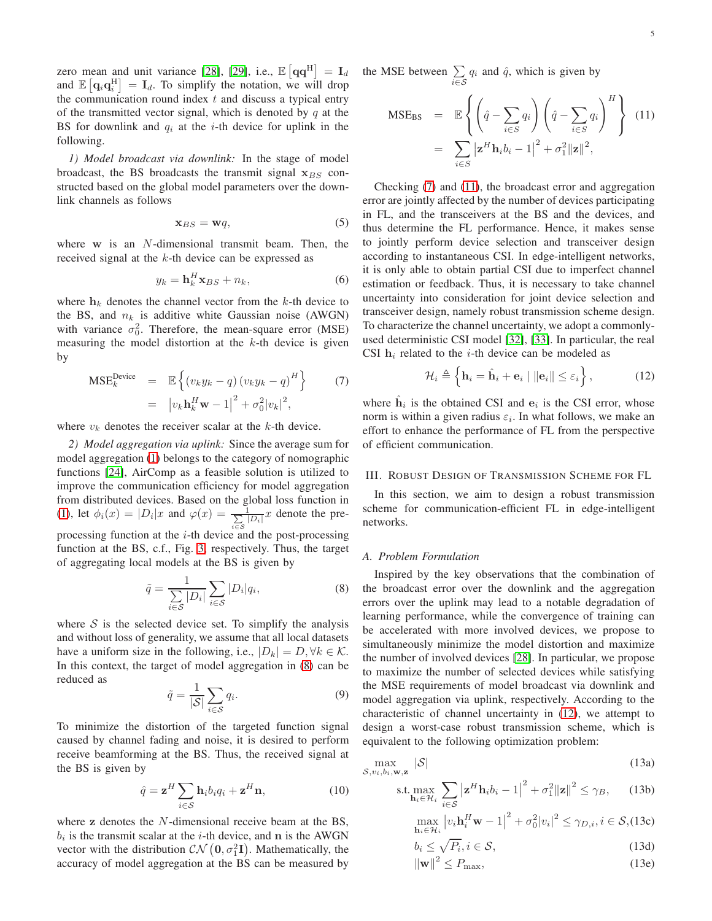zero mean and unit variance [28], [29], i.e., $\mathbb{E}\left[\mathbf{q}\mathbf{q}^{\mathrm{H}}\right] = \mathbf{I}_d$ and $\mathbb{E}\left[\mathbf{q}_i\mathbf{q}_i^{\mathrm{H}}\right] = \mathbf{I}_d$. To simplify the notation, we will drop the communication round index $t$ and discuss a typical entry of the transmitted vector signal, which is denoted by $q$ at the BS for downlink and $q_i$ at the $i$-th device for uplink in the following.

*1) Model broadcast via downlink:* In the stage of model broadcast, the BS broadcasts the transmit signal $\mathbf{x}_{BS}$ constructed based on the global model parameters over the downlink channels as follows

$$\mathbf{x}_{BS} = \mathbf{w}q, \tag{5}$$

where $\mathbf{w}$ is an $N$-dimensional transmit beam. Then, the received signal at the $k$-th device can be expressed as

$$y_k = \mathbf{h}_k^H \mathbf{x}_{BS} + n_k, \tag{6}$$

where $\mathbf{h}_k$ denotes the channel vector from the $k$-th device to the BS, and $n_k$ is additive white Gaussian noise (AWGN) with variance $\sigma_0^2$. Therefore, the mean-square error (MSE) measuring the model distortion at the $k$-th device is given by

$$\begin{aligned} \mathrm{MSE}_k^{\text{Device}} &= \mathbb{E}\left\{\left(v_k y_k - q\right)\left(v_k y_k - q\right)^H\right\} \\ &= \left|v_k \mathbf{h}_k^H \mathbf{w} - 1\right|^2 + \sigma_0^2 |v_k|^2, \end{aligned} \tag{7}$$

where $v_k$ denotes the receiver scalar at the $k$-th device.

*2) Model aggregation via uplink:* Since the average sum for model aggregation (1) belongs to the category of nomographic functions [24], AirComp as a feasible solution is utilized to improve the communication efficiency for model aggregation from distributed devices. Based on the global loss function in (1), let $\phi_i(x) = |D_i| x$ and $\varphi(x) = \frac{1}{\sum_{i\in\mathcal{S}}|D_i|}x$ denote the pre-processing function at the $i$-th device and the post-processing function at the BS, c.f., Fig. 3, respectively. Thus, the target of aggregating local models at the BS is given by

$$\tilde{q} = \frac{1}{\sum_{i\in\mathcal{S}}|D_i|}\sum_{i\in\mathcal{S}}|D_i| q_i, \tag{8}$$

where $\mathcal{S}$ is the selected device set. To simplify the analysis and without loss of generality, we assume that all local datasets have a uniform size in the following, i.e., $|D_k| = D, \forall k \in \mathcal{K}$. In this context, the target of model aggregation in (8) can be reduced as

$$\tilde{q} = \frac{1}{|\mathcal{S}|}\sum_{i\in\mathcal{S}} q_i. \tag{9}$$

To minimize the distortion of the targeted function signal caused by channel fading and noise, it is desired to perform receive beamforming at the BS. Thus, the received signal at the BS is given by

$$\hat{q} = \mathbf{z}^H \sum_{i\in\mathcal{S}} \mathbf{h}_i b_i q_i + \mathbf{z}^H \mathbf{n}, \tag{10}$$

where $\mathbf{z}$ denotes the $N$-dimensional receive beam at the BS, $b_i$ is the transmit scalar at the $i$-th device, and $\mathbf{n}$ is the AWGN vector with the distribution $\mathcal{CN}\left(\mathbf{0}, \sigma_1^2\mathbf{I}\right)$. Mathematically, the accuracy of model aggregation at the BS can be measured by the MSE between $\sum_{i\in\mathcal{S}} q_i$ and $\hat{q}$, which is given by

$$\begin{aligned} \mathrm{MSE}_{\mathrm{BS}} &= \mathbb{E}\left\{\left(\hat{q} - \sum_{i\in\mathcal{S}} q_i\right)\left(\hat{q} - \sum_{i\in\mathcal{S}} q_i\right)^H\right\} \\ &= \sum_{i\in\mathcal{S}}\left|\mathbf{z}^H \mathbf{h}_i b_i - 1\right|^2 + \sigma_1^2\|\mathbf{z}\|^2, \end{aligned} \tag{11}$$

Checking (7) and (11), the broadcast error and aggregation error are jointly affected by the number of devices participating in FL, and the transceivers at the BS and the devices, and thus determine the FL performance. Hence, it makes sense to jointly perform device selection and transceiver design according to instantaneous CSI. In edge-intelligent networks, it is only able to obtain partial CSI due to imperfect channel estimation or feedback. Thus, it is necessary to take channel uncertainty into consideration for joint device selection and transceiver design, namely robust transmission scheme design. To characterize the channel uncertainty, we adopt a commonly-used deterministic CSI model [32], [33]. In particular, the real CSI $\mathbf{h}_i$ related to the $i$-th device can be modeled as

$$\mathcal{H}_i \triangleq \left\{\mathbf{h}_i = \hat{\mathbf{h}}_i + \mathbf{e}_i \mid \|\mathbf{e}_i\| \leq \varepsilon_i\right\}, \tag{12}$$

where $\hat{\mathbf{h}}_i$ is the obtained CSI and $\mathbf{e}_i$ is the CSI error, whose norm is within a given radius $\varepsilon_i$. In what follows, we make an effort to enhance the performance of FL from the perspective of efficient communication.

## III. Robust Design of Transmission Scheme for FL

In this section, we aim to design a robust transmission scheme for communication-efficient FL in edge-intelligent networks.

### A. Problem Formulation

Inspired by the key observations that the combination of the broadcast error over the downlink and the aggregation errors over the uplink may lead to a notable degradation of learning performance, while the convergence of training can be accelerated with more involved devices, we propose to simultaneously minimize the model distortion and maximize the number of involved devices [28]. In particular, we propose to maximize the number of selected devices while satisfying the MSE requirements of model broadcast via downlink and model aggregation via uplink, respectively. According to the characteristic of channel uncertainty in (12), we attempt to design a worst-case robust transmission scheme, which is equivalent to the following optimization problem:

$$\max_{\mathcal{S}, v_i, b_i, \mathbf{w}, \mathbf{z}} \quad |\mathcal{S}| \tag{13a}$$

$$\text{s.t.} \max_{\mathbf{h}_i \in \mathcal{H}_i} \sum_{i\in\mathcal{S}}\left|\mathbf{z}^H \mathbf{h}_i b_i - 1\right|^2 + \sigma_1^2\|\mathbf{z}\|^2 \leq \gamma_B, \tag{13b}$$

$$\max_{\mathbf{h}_i \in \mathcal{H}_i}\left|v_i \mathbf{h}_i^H \mathbf{w} - 1\right|^2 + \sigma_0^2|v_i|^2 \leq \gamma_{D,i}, i \in \mathcal{S}, \tag{13c}$$

$$b_i \leq \sqrt{P_i}, i \in \mathcal{S}, \tag{13d}$$

$$\|\mathbf{w}\|^2 \leq P_{\max}, \tag{13e}$$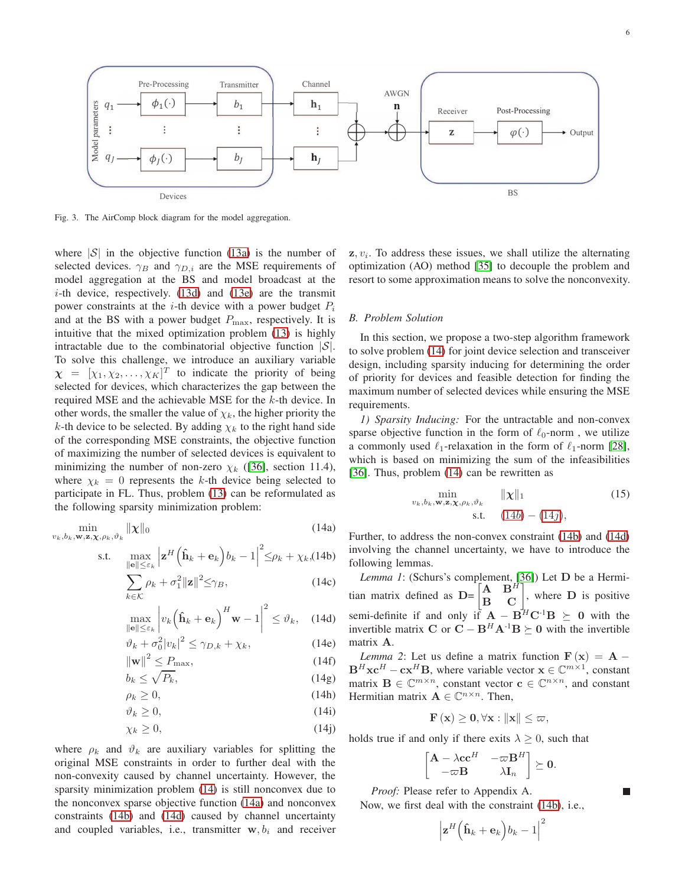Fig. 3. The AirComp block diagram for the model aggregation.

where $|\mathcal{S}|$ in the objective function (13a) is the number of selected devices. $\gamma_B$ and $\gamma_{D,i}$ are the MSE requirements of model aggregation at the BS and model broadcast at the $i$-th device, respectively. (13d) and (13e) are the transmit power constraints at the $i$-th device with a power budget $P_i$ and at the BS with a power budget $P_{\max}$, respectively. It is intuitive that the mixed optimization problem (13) is highly intractable due to the combinatorial objective function $|\mathcal{S}|$. To solve this challenge, we introduce an auxiliary variable $\boldsymbol{\chi} = [\chi_1, \chi_2, \ldots, \chi_K]^T$ to indicate the priority of being selected for devices, which characterizes the gap between the required MSE and the achievable MSE for the $k$-th device. In other words, the smaller the value of $\chi_k$, the higher priority the $k$-th device to be selected. By adding $\chi_k$ to the right hand side of the corresponding MSE constraints, the objective function of maximizing the number of selected devices is equivalent to minimizing the number of non-zero $\chi_k$ ([36], section 11.4), where $\chi_k = 0$ represents the $k$-th device being selected to participate in FL. Thus, problem (13) can be reformulated as the following sparsity minimization problem:

$$
\begin{aligned}
\min_{v_k, b_k, \mathbf{w}, \mathbf{z}, \boldsymbol{\chi}, \rho_k, \vartheta_k} \quad & \|\boldsymbol{\chi}\|_0 && \text{(14a)}\\
\text{s.t.} \quad & \max_{\|\mathbf{e}\| \le \varepsilon_k} \left| \mathbf{z}^H \left( \hat{\mathbf{h}}_k + \mathbf{e}_k \right) b_k - 1 \right|^2 \le \rho_k + \chi_k, && \text{(14b)}\\
& \sum_{k \in \mathcal{K}} \rho_k + \sigma_1^2 \|\mathbf{z}\|^2 \le \gamma_B, && \text{(14c)}\\
& \max_{\|\mathbf{e}\| \le \varepsilon_k} \left| v_k \left( \hat{\mathbf{h}}_k + \mathbf{e}_k \right)^H \mathbf{w} - 1 \right|^2 \le \vartheta_k, && \text{(14d)}\\
& \vartheta_k + \sigma_0^2 |v_k|^2 \le \gamma_{D,k} + \chi_k, && \text{(14e)}\\
& \|\mathbf{w}\|^2 \le P_{\max}, && \text{(14f)}\\
& b_k \le \sqrt{P_k}, && \text{(14g)}\\
& \rho_k \ge 0, && \text{(14h)}\\
& \vartheta_k \ge 0, && \text{(14i)}\\
& \chi_k \ge 0, && \text{(14j)}
\end{aligned}
$$

where $\rho_k$ and $\vartheta_k$ are auxiliary variables for splitting the original MSE constraints in order to further deal with the non-convexity caused by channel uncertainty. However, the sparsity minimization problem (14) is still nonconvex due to the nonconvex sparse objective function (14a) and nonconvex constraints (14b) and (14d) caused by channel uncertainty and coupled variables, i.e., transmitter $\mathbf{w}, b_i$ and receiver $\mathbf{z}, v_i$. To address these issues, we shall utilize the alternating optimization (AO) method [35] to decouple the problem and resort to some approximation means to solve the nonconvexity.

### B. Problem Solution

In this section, we propose a two-step algorithm framework to solve problem (14) for joint device selection and transceiver design, including sparsity inducing for determining the order of priority for devices and feasible detection for finding the maximum number of selected devices while ensuring the MSE requirements.

*1) Sparsity Inducing:* For the untractable and non-convex sparse objective function in the form of $\ell_0$-norm , we utilize a commonly used $\ell_1$-relaxation in the form of $\ell_1$-norm [28], which is based on minimizing the sum of the infeasibilities [36]. Thus, problem (14) can be rewritten as

$$
\begin{aligned}
\min_{v_k, b_k, \mathbf{w}, \mathbf{z}, \boldsymbol{\chi}, \rho_k, \vartheta_k} \quad & \|\boldsymbol{\chi}\|_1 && \text{(15)}\\
\text{s.t.} \quad & \text{(14b)} - \text{(14j)},
\end{aligned}
$$

Further, to address the non-convex constraint (14b) and (14d) involving the channel uncertainty, we have to introduce the following lemmas.

*Lemma 1*: (Schurs's complement, [36]) Let $\mathbf{D}$ be a Hermitian matrix defined as $\mathbf{D}=\begin{bmatrix} \mathbf{A} & \mathbf{B}^H \\ \mathbf{B} & \mathbf{C} \end{bmatrix}$, where $\mathbf{D}$ is positive semi-definite if and only if $\mathbf{A} - \mathbf{B}^H\mathbf{C}^{-1}\mathbf{B} \succeq \mathbf{0}$ with the invertible matrix $\mathbf{C}$ or $\mathbf{C} - \mathbf{B}^H\mathbf{A}^{-1}\mathbf{B} \succeq \mathbf{0}$ with the invertible matrix $\mathbf{A}$.

*Lemma 2*: Let us define a matrix function $\mathbf{F}(\mathbf{x}) = \mathbf{A} - \mathbf{B}^H\mathbf{x}\mathbf{c}^H - \mathbf{c}\mathbf{x}^H\mathbf{B}$, where variable vector $\mathbf{x} \in \mathbb{C}^{m\times 1}$, constant matrix $\mathbf{B} \in \mathbb{C}^{m\times n}$, constant vector $\mathbf{c} \in \mathbb{C}^{n\times n}$, and constant Hermitian matrix $\mathbf{A} \in \mathbb{C}^{n\times n}$. Then,

$$
\mathbf{F}(\mathbf{x}) \succeq \mathbf{0}, \forall \mathbf{x} : \|\mathbf{x}\| \le \varpi,
$$

holds true if and only if there exits $\lambda \ge 0$, such that

$$
\begin{bmatrix} \mathbf{A} - \lambda \mathbf{c}\mathbf{c}^H & -\varpi \mathbf{B}^H \\ -\varpi \mathbf{B} & \lambda \mathbf{I}_n \end{bmatrix} \succeq \mathbf{0}.
$$

*Proof:* Please refer to Appendix A. ∎

Now, we first deal with the constraint (14b), i.e.,

$$
\left| \mathbf{z}^H \left( \hat{\mathbf{h}}_k + \mathbf{e}_k \right) b_k - 1 \right|^2
$$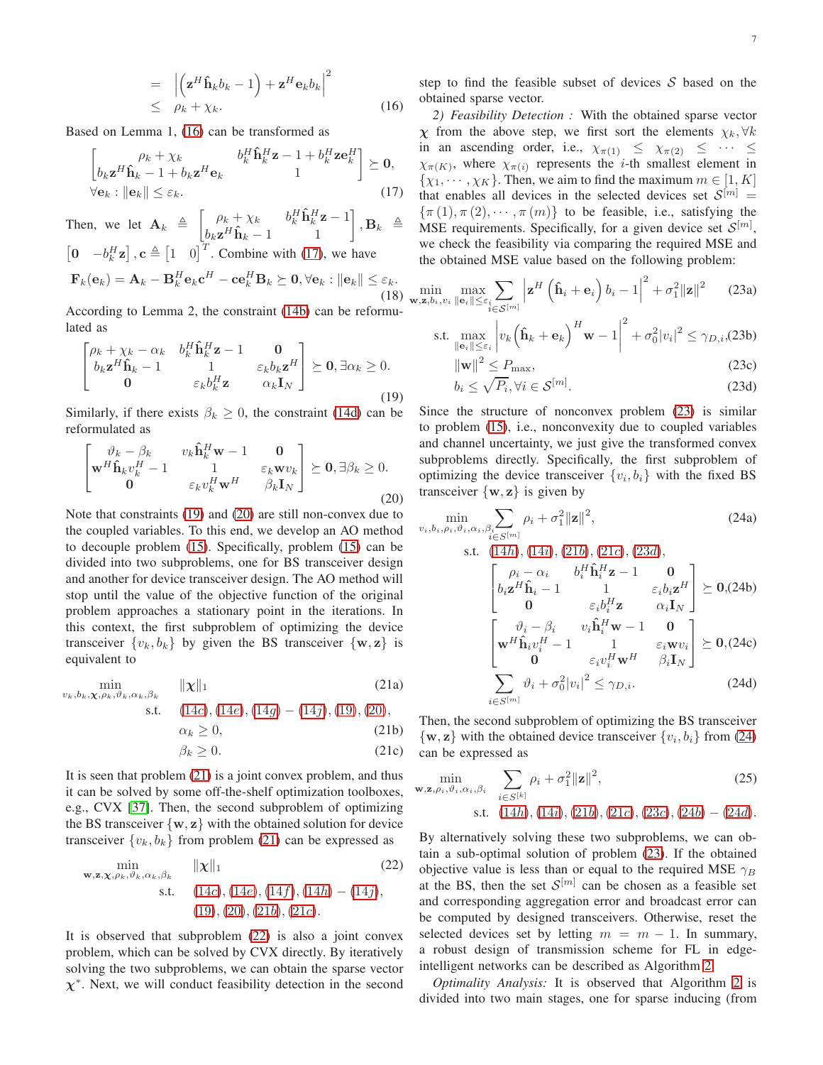$$
\begin{aligned}
&= \left|\left(\mathbf{z}^H\hat{\mathbf{h}}_k b_k - 1\right) + \mathbf{z}^H\mathbf{e}_k b_k\right|^2 \\
&\leq \rho_k + \chi_k. \qquad (16)
\end{aligned}
$$

Based on Lemma 1, (16) can be transformed as

$$
\begin{bmatrix} \rho_k + \chi_k & b_k^H\hat{\mathbf{h}}_k^H\mathbf{z} - 1 + b_k^H\mathbf{z}\mathbf{e}_k^H \\ b_k\mathbf{z}^H\hat{\mathbf{h}}_k - 1 + b_k\mathbf{z}^H\mathbf{e}_k & 1 \end{bmatrix} \succeq \mathbf{0},
$$
$$
\forall \mathbf{e}_k : \|\mathbf{e}_k\| \leq \varepsilon_k. \qquad (17)
$$

Then, we let $\mathbf{A}_k \triangleq \begin{bmatrix} \rho_k + \chi_k & b_k^H\hat{\mathbf{h}}_k^H\mathbf{z} - 1 \\ b_k\mathbf{z}^H\hat{\mathbf{h}}_k - 1 & 1 \end{bmatrix}, \mathbf{B}_k \triangleq \begin{bmatrix}\mathbf{0} & -b_k^H\mathbf{z}\end{bmatrix}, \mathbf{c} \triangleq \begin{bmatrix}1 & 0\end{bmatrix}^T$. Combine with (17), we have

$$
\mathbf{F}_k(\mathbf{e}_k) = \mathbf{A}_k - \mathbf{B}_k^H\mathbf{e}_k\mathbf{c}^H - \mathbf{c}\mathbf{e}_k^H\mathbf{B}_k \succeq \mathbf{0}, \forall \mathbf{e}_k : \|\mathbf{e}_k\| \leq \varepsilon_k. \qquad (18)
$$

According to Lemma 2, the constraint (14b) can be reformulated as

$$
\begin{bmatrix} \rho_k + \chi_k - \alpha_k & b_k^H\hat{\mathbf{h}}_k^H\mathbf{z} - 1 & \mathbf{0} \\ b_k\mathbf{z}^H\hat{\mathbf{h}}_k - 1 & 1 & \varepsilon_k b_k\mathbf{z}^H \\ \mathbf{0} & \varepsilon_k b_k^H\mathbf{z} & \alpha_k\mathbf{I}_N \end{bmatrix} \succeq \mathbf{0}, \exists \alpha_k \geq 0. \qquad (19)
$$

Similarly, if there exists $\beta_k \geq 0$, the constraint (14d) can be reformulated as

$$
\begin{bmatrix} \vartheta_k - \beta_k & v_k\hat{\mathbf{h}}_k^H\mathbf{w} - 1 & \mathbf{0} \\ \mathbf{w}^H\hat{\mathbf{h}}_k v_k^H - 1 & 1 & \varepsilon_k\mathbf{w}v_k \\ \mathbf{0} & \varepsilon_k v_k^H\mathbf{w}^H & \beta_k\mathbf{I}_N \end{bmatrix} \succeq \mathbf{0}, \exists \beta_k \geq 0. \qquad (20)
$$

Note that constraints (19) and (20) are still non-convex due to the coupled variables. To this end, we develop an AO method to decouple problem (15). Specifically, problem (15) can be divided into two subproblems, one for BS transceiver design and another for device transceiver design. The AO method will stop until the value of the objective function of the original problem approaches a stationary point in the iterations. In this context, the first subproblem of optimizing the device transceiver $\{v_k, b_k\}$ by given the BS transceiver $\{\mathbf{w}, \mathbf{z}\}$ is equivalent to

$$
\begin{aligned}
\min_{v_k, b_k, \boldsymbol{\chi}, \rho_k, \vartheta_k, \alpha_k, \beta_k} \quad & \|\boldsymbol{\chi}\|_1 & (21a) \\
\text{s.t.} \quad & (14c), (14e), (14g) - (14j), (19), (20), \\
& \alpha_k \geq 0, & (21b) \\
& \beta_k \geq 0. & (21c)
\end{aligned}
$$

It is seen that problem (21) is a joint convex problem, and thus it can be solved by some off-the-shelf optimization toolboxes, e.g., CVX [37]. Then, the second subproblem of optimizing the BS transceiver $\{\mathbf{w}, \mathbf{z}\}$ with the obtained solution for device transceiver $\{v_k, b_k\}$ from problem (21) can be expressed as

$$
\begin{aligned}
\min_{\mathbf{w}, \mathbf{z}, \boldsymbol{\chi}, \rho_k, \vartheta_k, \alpha_k, \beta_k} \quad & \|\boldsymbol{\chi}\|_1 & (22) \\
\text{s.t.} \quad & (14c), (14e), (14f), (14h) - (14j), \\
& (19), (20), (21b), (21c).
\end{aligned}
$$

It is observed that subproblem (22) is also a joint convex problem, which can be solved by CVX directly. By iteratively solving the two subproblems, we can obtain the sparse vector $\boldsymbol{\chi}^*$. Next, we will conduct feasibility detection in the second step to find the feasible subset of devices $\mathcal{S}$ based on the obtained sparse vector.

*2) Feasibility Detection :* With the obtained sparse vector $\boldsymbol{\chi}$ from the above step, we first sort the elements $\chi_k, \forall k$ in an ascending order, i.e., $\chi_{\pi(1)} \leq \chi_{\pi(2)} \leq \cdots \leq \chi_{\pi(K)}$, where $\chi_{\pi(i)}$ represents the $i$-th smallest element in $\{\chi_1, \cdots, \chi_K\}$. Then, we aim to find the maximum $m \in [1, K]$ that enables all devices in the selected devices set $\mathcal{S}^{[m]} = \{\pi(1), \pi(2), \cdots, \pi(m)\}$ to be feasible, i.e., satisfying the MSE requirements. Specifically, for a given device set $\mathcal{S}^{[m]}$, we check the feasibility via comparing the required MSE and the obtained MSE value based on the following problem:

$$
\begin{aligned}
\min_{\mathbf{w}, \mathbf{z}, b_i, v_i} \max_{\|\mathbf{e}_i\| \leq \varepsilon_i} \quad & \sum_{i \in \mathcal{S}^{[m]}} \left|\mathbf{z}^H\left(\hat{\mathbf{h}}_i + \mathbf{e}_i\right)b_i - 1\right|^2 + \sigma_1^2\|\mathbf{z}\|^2 & (23a) \\
\text{s.t.} \max_{\|\mathbf{e}_i\| \leq \varepsilon_i} \quad & \left|v_k\left(\hat{\mathbf{h}}_k + \mathbf{e}_k\right)^H\mathbf{w} - 1\right|^2 + \sigma_0^2|v_i|^2 \leq \gamma_{D,i}, & (23b) \\
& \|\mathbf{w}\|^2 \leq P_{\max}, & (23c) \\
& b_i \leq \sqrt{P_i}, \forall i \in \mathcal{S}^{[m]}. & (23d)
\end{aligned}
$$

Since the structure of nonconvex problem (23) is similar to problem (15), i.e., nonconvexity due to coupled variables and channel uncertainty, we just give the transformed convex subproblems directly. Specifically, the first subproblem of optimizing the device transceiver $\{v_i, b_i\}$ with the fixed BS transceiver $\{\mathbf{w}, \mathbf{z}\}$ is given by

$$
\begin{aligned}
\min_{v_i, b_i, \rho_i, \vartheta_i, \alpha_i, \beta_i} \quad & \sum_{i \in S^{[m]}} \rho_i + \sigma_1^2\|\mathbf{z}\|^2, & (24a) \\
\text{s.t.} \quad & (14h), (14i), (21b), (21c), (23d), \\
& \begin{bmatrix} \rho_i - \alpha_i & b_i^H\hat{\mathbf{h}}_i^H\mathbf{z} - 1 & \mathbf{0} \\ b_i\mathbf{z}^H\hat{\mathbf{h}}_i - 1 & 1 & \varepsilon_i b_i\mathbf{z}^H \\ \mathbf{0} & \varepsilon_i b_i^H\mathbf{z} & \alpha_i\mathbf{I}_N \end{bmatrix} \succeq \mathbf{0}, & (24b) \\
& \begin{bmatrix} \vartheta_i - \beta_i & v_i\hat{\mathbf{h}}_i^H\mathbf{w} - 1 & \mathbf{0} \\ \mathbf{w}^H\hat{\mathbf{h}}_i v_i^H - 1 & 1 & \varepsilon_i\mathbf{w}v_i \\ \mathbf{0} & \varepsilon_i v_i^H\mathbf{w}^H & \beta_i\mathbf{I}_N \end{bmatrix} \succeq \mathbf{0}, & (24c) \\
& \sum_{i \in S^{[m]}} \vartheta_i + \sigma_0^2|v_i|^2 \leq \gamma_{D,i}. & (24d)
\end{aligned}
$$

Then, the second subproblem of optimizing the BS transceiver $\{\mathbf{w}, \mathbf{z}\}$ with the obtained device transceiver $\{v_i, b_i\}$ from (24) can be expressed as

$$
\begin{aligned}
\min_{\mathbf{w}, \mathbf{z}, \rho_i, \vartheta_i, \alpha_i, \beta_i} \quad & \sum_{i \in S^{[k]}} \rho_i + \sigma_1^2\|\mathbf{z}\|^2, & (25) \\
\text{s.t.} \quad & (14h), (14i), (21b), (21c), (23c), (24b) - (24d).
\end{aligned}
$$

By alternatively solving these two subproblems, we can obtain a sub-optimal solution of problem (23). If the obtained objective value is less than or equal to the required MSE $\gamma_B$ at the BS, then the set $\mathcal{S}^{[m]}$ can be chosen as a feasible set and corresponding aggregation error and broadcast error can be computed by designed transceivers. Otherwise, reset the selected devices set by letting $m = m - 1$. In summary, a robust design of transmission scheme for FL in edge-intelligent networks can be described as Algorithm 2.

*Optimality Analysis:* It is observed that Algorithm 2 is divided into two main stages, one for sparse inducing (from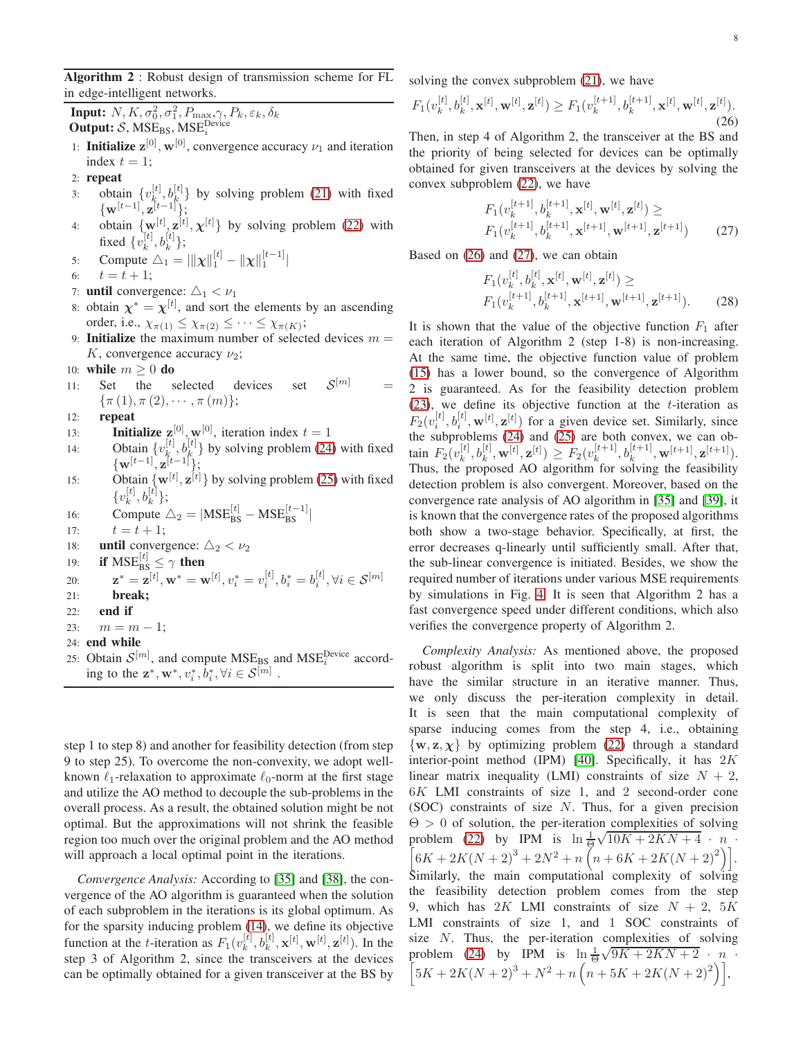**Algorithm 2** : Robust design of transmission scheme for FL in edge-intelligent networks.

**Input:** $N, K, \sigma_0^2, \sigma_1^2, P_{\max}, \gamma, P_k, \varepsilon_k, \delta_k$
**Output:** $\mathcal{S}$, $\text{MSE}_{\text{BS}}$, $\text{MSE}_i^{\text{Device}}$

1: **Initialize** $\mathbf{z}^{[0]}, \mathbf{w}^{[0]}$, convergence accuracy $\nu_1$ and iteration index $t = 1$;
2: **repeat**
3: obtain $\{v_k^{[t]}, b_k^{[t]}\}$ by solving problem (21) with fixed $\{\mathbf{w}^{[t-1]}, \mathbf{z}^{[t-1]}\}$;
4: obtain $\{\mathbf{w}^{[t]}, \mathbf{z}^{[t]}, \boldsymbol{\chi}^{[t]}\}$ by solving problem (22) with fixed $\{v_k^{[t]}, b_k^{[t]}\}$;
5: Compute $\triangle_1 = |\|\boldsymbol{\chi}\|_1^{[t]} - \|\boldsymbol{\chi}\|_1^{[t-1]}|$
6: $t = t + 1$;
7: **until** convergence: $\triangle_1 < \nu_1$
8: obtain $\boldsymbol{\chi}^* = \boldsymbol{\chi}^{[t]}$, and sort the elements by an ascending order, i.e., $\chi_{\pi(1)} \leq \chi_{\pi(2)} \leq \cdots \leq \chi_{\pi(K)}$;
9: **Initialize** the maximum number of selected devices $m = K$, convergence accuracy $\nu_2$;
10: **while** $m \geq 0$ **do**
11: Set the selected devices set $\mathcal{S}^{[m]} = \{\pi(1), \pi(2), \cdots, \pi(m)\}$;
12: **repeat**
13: **Initialize** $\mathbf{z}^{[0]}, \mathbf{w}^{[0]}$, iteration index $t = 1$
14: Obtain $\{v_k^{[t]}, b_k^{[t]}\}$ by solving problem (24) with fixed $\{\mathbf{w}^{[t-1]}, \mathbf{z}^{[t-1]}\}$;
15: Obtain $\{\mathbf{w}^{[t]}, \mathbf{z}^{[t]}\}$ by solving problem (25) with fixed $\{v_k^{[t]}, b_k^{[t]}\}$;
16: Compute $\triangle_2 = |\text{MSE}_{\text{BS}}^{[t]} - \text{MSE}_{\text{BS}}^{[t-1]}|$
17: $t = t + 1$;
18: **until** convergence: $\triangle_2 < \nu_2$
19: **if** $\text{MSE}_{\text{BS}}^{[t]} \leq \gamma$ **then**
20: $\mathbf{z}^* = \mathbf{z}^{[t]}, \mathbf{w}^* = \mathbf{w}^{[t]}, v_i^* = v_i^{[t]}, b_i^* = b_i^{[t]}, \forall i \in \mathcal{S}^{[m]}$
21: **break;**
22: **end if**
23: $m = m - 1$;
24: **end while**
25: Obtain $\mathcal{S}^{[m]}$, and compute $\text{MSE}_{\text{BS}}$ and $\text{MSE}_i^{\text{Device}}$ according to the $\mathbf{z}^*, \mathbf{w}^*, v_i^*, b_i^*, \forall i \in \mathcal{S}^{[m]}$ .

step 1 to step 8) and another for feasibility detection (from step 9 to step 25). To overcome the non-convexity, we adopt well-known $\ell_1$-relaxation to approximate $\ell_0$-norm at the first stage and utilize the AO method to decouple the sub-problems in the overall process. As a result, the obtained solution might be not optimal. But the approximations will not shrink the feasible region too much over the original problem and the AO method will approach a local optimal point in the iterations.

*Convergence Analysis:* According to [35] and [38], the convergence of the AO algorithm is guaranteed when the solution of each subproblem in the iterations is its global optimum. As for the sparsity inducing problem (14), we define its objective function at the $t$-iteration as $F_1(v_k^{[t]}, b_k^{[t]}, \mathbf{x}^{[t]}, \mathbf{w}^{[t]}, \mathbf{z}^{[t]})$. In the step 3 of Algorithm 2, since the transceivers at the devices can be optimally obtained for a given transceiver at the BS by solving the convex subproblem (21), we have

$$F_1(v_k^{[t]}, b_k^{[t]}, \mathbf{x}^{[t]}, \mathbf{w}^{[t]}, \mathbf{z}^{[t]}) \geq F_1(v_k^{[t+1]}, b_k^{[t+1]}, \mathbf{x}^{[t]}, \mathbf{w}^{[t]}, \mathbf{z}^{[t]}). \tag{26}$$

Then, in step 4 of Algorithm 2, the transceiver at the BS and the priority of being selected for devices can be optimally obtained for given transceivers at the devices by solving the convex subproblem (22), we have

$$\begin{aligned} &F_1(v_k^{[t+1]}, b_k^{[t+1]}, \mathbf{x}^{[t]}, \mathbf{w}^{[t]}, \mathbf{z}^{[t]}) \geq \\ &F_1(v_k^{[t+1]}, b_k^{[t+1]}, \mathbf{x}^{[t+1]}, \mathbf{w}^{[t+1]}, \mathbf{z}^{[t+1]}) \end{aligned} \tag{27}$$

Based on (26) and (27), we can obtain

$$\begin{aligned} &F_1(v_k^{[t]}, b_k^{[t]}, \mathbf{x}^{[t]}, \mathbf{w}^{[t]}, \mathbf{z}^{[t]}) \geq \\ &F_1(v_k^{[t+1]}, b_k^{[t+1]}, \mathbf{x}^{[t+1]}, \mathbf{w}^{[t+1]}, \mathbf{z}^{[t+1]}). \end{aligned} \tag{28}$$

It is shown that the value of the objective function $F_1$ after each iteration of Algorithm 2 (step 1-8) is non-increasing. At the same time, the objective function value of problem (15) has a lower bound, so the convergence of Algorithm 2 is guaranteed. As for the feasibility detection problem (23), we define its objective function at the $t$-iteration as $F_2(v_i^{[t]}, b_i^{[t]}, \mathbf{w}^{[t]}, \mathbf{z}^{[t]})$ for a given device set. Similarly, since the subproblems (24) and (25) are both convex, we can obtain $F_2(v_k^{[t]}, b_k^{[t]}, \mathbf{w}^{[t]}, \mathbf{z}^{[t]}) \geq F_2(v_k^{[t+1]}, b_k^{[t+1]}, \mathbf{w}^{[t+1]}, \mathbf{z}^{[t+1]})$. Thus, the proposed AO algorithm for solving the feasibility detection problem is also convergent. Moreover, based on the convergence rate analysis of AO algorithm in [35] and [39], it is known that the convergence rates of the proposed algorithms both show a two-stage behavior. Specifically, at first, the error decreases q-linearly until sufficiently small. After that, the sub-linear convergence is initiated. Besides, we show the required number of iterations under various MSE requirements by simulations in Fig. 4. It is seen that Algorithm 2 has a fast convergence speed under different conditions, which also verifies the convergence property of Algorithm 2.

*Complexity Analysis:* As mentioned above, the proposed robust algorithm is split into two main stages, which have the similar structure in an iterative manner. Thus, we only discuss the per-iteration complexity in detail. It is seen that the main computational complexity of sparse inducing comes from the step 4, i.e., obtaining $\{\mathbf{w}, \mathbf{z}, \boldsymbol{\chi}\}$ by optimizing problem (22) through a standard interior-point method (IPM) [40]. Specifically, it has $2K$ linear matrix inequality (LMI) constraints of size $N + 2$, $6K$ LMI constraints of size 1, and 2 second-order cone (SOC) constraints of size $N$. Thus, for a given precision $\Theta > 0$ of solution, the per-iteration complexities of solving problem (22) by IPM is $\ln\frac{1}{\Theta}\sqrt{10K + 2KN + 4} \cdot n \cdot \left[6K + 2K(N+2)^3 + 2N^2 + n\left(n + 6K + 2K(N+2)^2\right)\right]$. Similarly, the main computational complexity of solving the feasibility detection problem comes from the step 9, which has $2K$ LMI constraints of size $N + 2$, $5K$ LMI constraints of size 1, and 1 SOC constraints of size $N$. Thus, the per-iteration complexities of solving problem (24) by IPM is $\ln\frac{1}{\Theta}\sqrt{9K + 2KN + 2} \cdot n \cdot \left[5K + 2K(N+2)^3 + N^2 + n\left(n + 5K + 2K(N+2)^2\right)\right]$,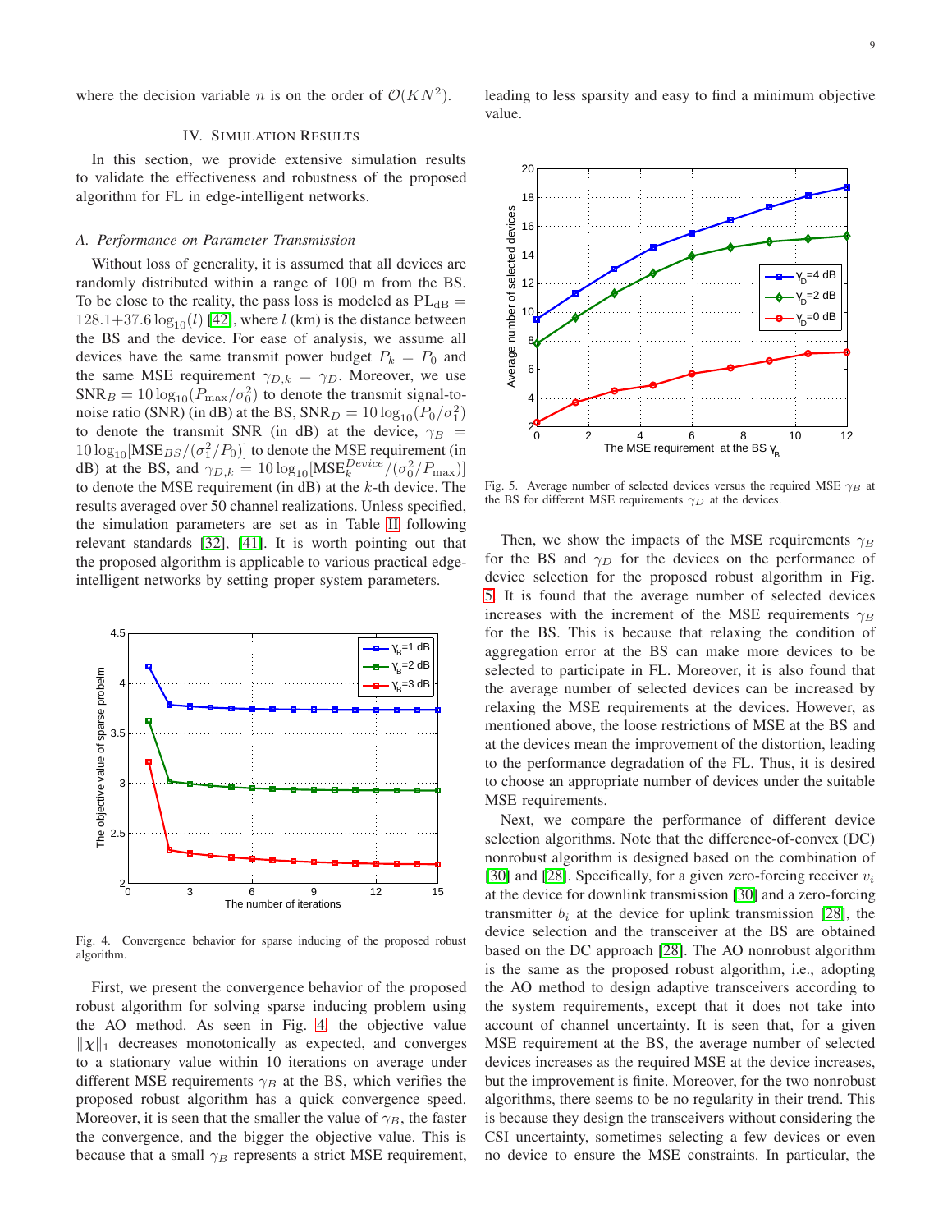where the decision variable $n$ is on the order of $\mathcal{O}(KN^2)$.

## IV. Simulation Results

In this section, we provide extensive simulation results to validate the effectiveness and robustness of the proposed algorithm for FL in edge-intelligent networks.

### *A. Performance on Parameter Transmission*

Without loss of generality, it is assumed that all devices are randomly distributed within a range of 100 m from the BS. To be close to the reality, the pass loss is modeled as $\text{PL}_{\text{dB}} = 128.1 + 37.6\log_{10}(l)$ [42], where $l$ (km) is the distance between the BS and the device. For ease of analysis, we assume all devices have the same transmit power budget $P_k = P_0$ and the same MSE requirement $\gamma_{D,k} = \gamma_D$. Moreover, we use $\text{SNR}_B = 10\log_{10}(P_{\max}/\sigma_0^2)$ to denote the transmit signal-to-noise ratio (SNR) (in dB) at the BS, $\text{SNR}_D = 10\log_{10}(P_0/\sigma_1^2)$ to denote the transmit SNR (in dB) at the device, $\gamma_B = 10\log_{10}[\text{MSE}_{BS}/(\sigma_1^2/P_0)]$ to denote the MSE requirement (in dB) at the BS, and $\gamma_{D,k} = 10\log_{10}[\text{MSE}_k^{Device}/(\sigma_0^2/P_{\max})]$ to denote the MSE requirement (in dB) at the $k$-th device. The results averaged over 50 channel realizations. Unless specified, the simulation parameters are set as in Table II following relevant standards [32], [41]. It is worth pointing out that the proposed algorithm is applicable to various practical edge-intelligent networks by setting proper system parameters.

Fig. 4. Convergence behavior for sparse inducing of the proposed robust algorithm.

First, we present the convergence behavior of the proposed robust algorithm for solving sparse inducing problem using the AO method. As seen in Fig. 4, the objective value $\|\chi\|_1$ decreases monotonically as expected, and converges to a stationary value within 10 iterations on average under different MSE requirements $\gamma_B$ at the BS, which verifies the proposed robust algorithm has a quick convergence speed. Moreover, it is seen that the smaller the value of $\gamma_B$, the faster the convergence, and the bigger the objective value. This is because that a small $\gamma_B$ represents a strict MSE requirement, leading to less sparsity and easy to find a minimum objective value.

Fig. 5. Average number of selected devices versus the required MSE $\gamma_B$ at the BS for different MSE requirements $\gamma_D$ at the devices.

Then, we show the impacts of the MSE requirements $\gamma_B$ for the BS and $\gamma_D$ for the devices on the performance of device selection for the proposed robust algorithm in Fig. 5. It is found that the average number of selected devices increases with the increment of the MSE requirements $\gamma_B$ for the BS. This is because that relaxing the condition of aggregation error at the BS can make more devices to be selected to participate in FL. Moreover, it is also found that the average number of selected devices can be increased by relaxing the MSE requirements at the devices. However, as mentioned above, the loose restrictions of MSE at the BS and at the devices mean the improvement of the distortion, leading to the performance degradation of the FL. Thus, it is desired to choose an appropriate number of devices under the suitable MSE requirements.

Next, we compare the performance of different device selection algorithms. Note that the difference-of-convex (DC) nonrobust algorithm is designed based on the combination of [30] and [28]. Specifically, for a given zero-forcing receiver $v_i$ at the device for downlink transmission [30] and a zero-forcing transmitter $b_i$ at the device for uplink transmission [28], the device selection and the transceiver at the BS are obtained based on the DC approach [28]. The AO nonrobust algorithm is the same as the proposed robust algorithm, i.e., adopting the AO method to design adaptive transceivers according to the system requirements, except that it does not take into account of channel uncertainty. It is seen that, for a given MSE requirement at the BS, the average number of selected devices increases as the required MSE at the device increases, but the improvement is finite. Moreover, for the two nonrobust algorithms, there seems to be no regularity in their trend. This is because they design the transceivers without considering the CSI uncertainty, sometimes selecting a few devices or even no device to ensure the MSE constraints. In particular, the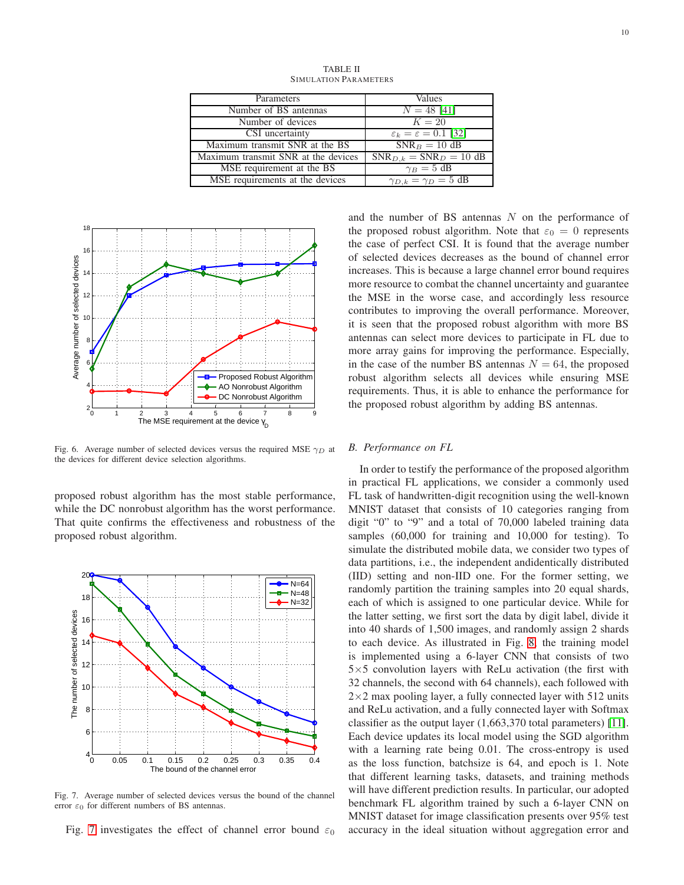TABLE II
SIMULATION PARAMETERS

| Parameters | Values |
|---|---|
| Number of BS antennas | $N = 48$ [41] |
| Number of devices | $K = 20$ |
| CSI uncertainty | $\varepsilon_k = \varepsilon = 0.1$ [32] |
| Maximum transmit SNR at the BS | $\text{SNR}_B = 10$ dB |
| Maximum transmit SNR at the devices | $\text{SNR}_{D,k} = \text{SNR}_D = 10$ dB |
| MSE requirement at the BS | $\gamma_B = 5$ dB |
| MSE requirements at the devices | $\gamma_{D,k} = \gamma_D = 5$ dB |

Fig. 6. Average number of selected devices versus the required MSE $\gamma_D$ at the devices for different device selection algorithms.

proposed robust algorithm has the most stable performance, while the DC nonrobust algorithm has the worst performance. That quite confirms the effectiveness and robustness of the proposed robust algorithm.

Fig. 7. Average number of selected devices versus the bound of the channel error $\varepsilon_0$ for different numbers of BS antennas.

Fig. 7 investigates the effect of channel error bound $\varepsilon_0$ and the number of BS antennas $N$ on the performance of the proposed robust algorithm. Note that $\varepsilon_0 = 0$ represents the case of perfect CSI. It is found that the average number of selected devices decreases as the bound of channel error increases. This is because a large channel error bound requires more resource to combat the channel uncertainty and guarantee the MSE in the worse case, and accordingly less resource contributes to improving the overall performance. Moreover, it is seen that the proposed robust algorithm with more BS antennas can select more devices to participate in FL due to more array gains for improving the performance. Especially, in the case of the number BS antennas $N = 64$, the proposed robust algorithm selects all devices while ensuring MSE requirements. Thus, it is able to enhance the performance for the proposed robust algorithm by adding BS antennas.

### B. Performance on FL

In order to testify the performance of the proposed algorithm in practical FL applications, we consider a commonly used FL task of handwritten-digit recognition using the well-known MNIST dataset that consists of 10 categories ranging from digit "0" to "9" and a total of 70,000 labeled training data samples (60,000 for training and 10,000 for testing). To simulate the distributed mobile data, we consider two types of data partitions, i.e., the independent andidentically distributed (IID) setting and non-IID one. For the former setting, we randomly partition the training samples into 20 equal shards, each of which is assigned to one particular device. While for the latter setting, we first sort the data by digit label, divide it into 40 shards of 1,500 images, and randomly assign 2 shards to each device. As illustrated in Fig. 8, the training model is implemented using a 6-layer CNN that consists of two 5×5 convolution layers with ReLu activation (the first with 32 channels, the second with 64 channels), each followed with 2×2 max pooling layer, a fully connected layer with 512 units and ReLu activation, and a fully connected layer with Softmax classifier as the output layer (1,663,370 total parameters) [11]. Each device updates its local model using the SGD algorithm with a learning rate being 0.01. The cross-entropy is used as the loss function, batchsize is 64, and epoch is 1. Note that different learning tasks, datasets, and training methods will have different prediction results. In particular, our adopted benchmark FL algorithm trained by such a 6-layer CNN on MNIST dataset for image classification presents over 95% test accuracy in the ideal situation without aggregation error and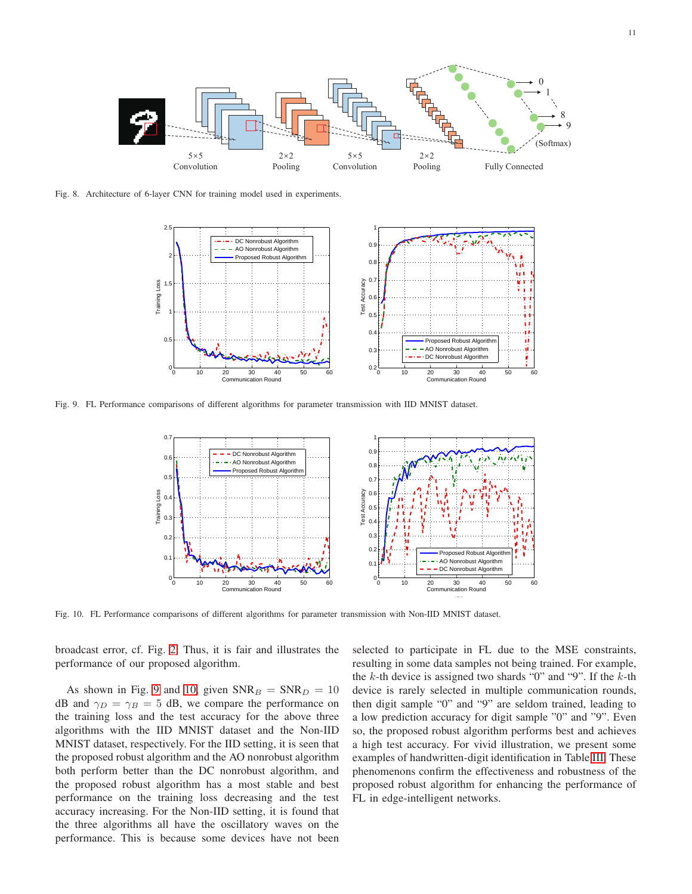Fig. 8. Architecture of 6-layer CNN for training model used in experiments.

Fig. 9. FL Performance comparisons of different algorithms for parameter transmission with IID MNIST dataset.

Fig. 10. FL Performance comparisons of different algorithms for parameter transmission with Non-IID MNIST dataset.

broadcast error, cf. Fig. 2. Thus, it is fair and illustrates the performance of our proposed algorithm.

As shown in Fig. 9 and 10, given $\text{SNR}_B = \text{SNR}_D = 10$ dB and $\gamma_D = \gamma_B = 5$ dB, we compare the performance on the training loss and the test accuracy for the above three algorithms with the IID MNIST dataset and the Non-IID MNIST dataset, respectively. For the IID setting, it is seen that the proposed robust algorithm and the AO nonrobust algorithm both perform better than the DC nonrobust algorithm, and the proposed robust algorithm has a most stable and best performance on the training loss decreasing and the test accuracy increasing. For the Non-IID setting, it is found that the three algorithms all have the oscillatory waves on the performance. This is because some devices have not been selected to participate in FL due to the MSE constraints, resulting in some data samples not being trained. For example, the $k$-th device is assigned two shards "0" and "9". If the $k$-th device is rarely selected in multiple communication rounds, then digit sample "0" and "9" are seldom trained, leading to a low prediction accuracy for digit sample "0" and "9". Even so, the proposed robust algorithm performs best and achieves a high test accuracy. For vivid illustration, we present some examples of handwritten-digit identification in Table III. These phenomenons confirm the effectiveness and robustness of the proposed robust algorithm for enhancing the performance of FL in edge-intelligent networks.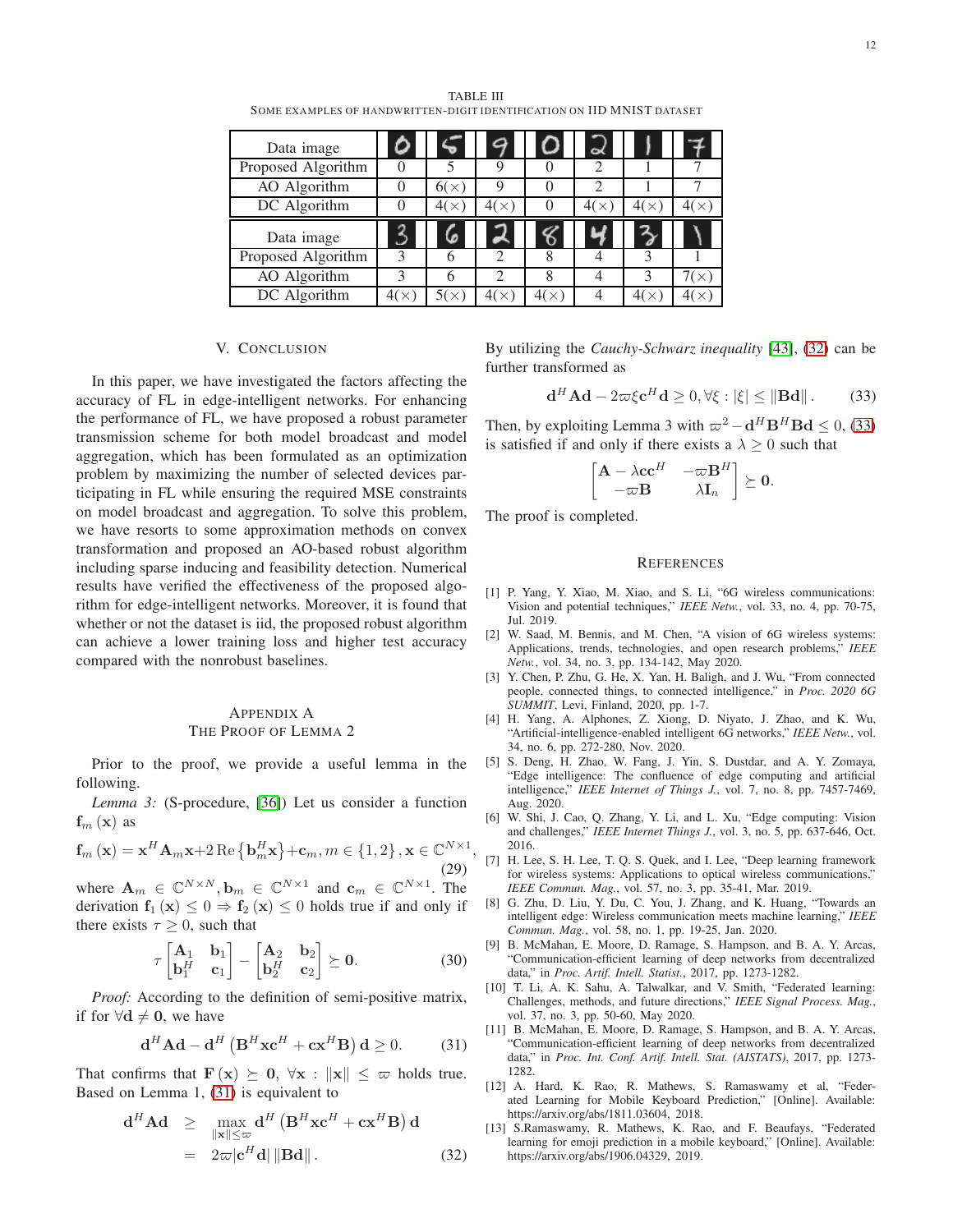TABLE III
SOME EXAMPLES OF HANDWRITTEN-DIGIT IDENTIFICATION ON IID MNIST DATASET

| Data image | | | | | | | |
|---|---|---|---|---|---|---|---|
| Proposed Algorithm | 0 | 5 | 9 | 0 | 2 | 1 | 7 |
| AO Algorithm | 0 | 6(×) | 9 | 0 | 2 | 1 | 7 |
| DC Algorithm | 0 | 4(×) | 4(×) | 0 | 4(×) | 4(×) | 4(×) |
| Data image | | | | | | | |
| Proposed Algorithm | 3 | 6 | 2 | 8 | 4 | 3 | 1 |
| AO Algorithm | 3 | 6 | 2 | 8 | 4 | 3 | 7(×) |
| DC Algorithm | 4(×) | 5(×) | 4(×) | 4(×) | 4 | 4(×) | 4(×) |

## V. CONCLUSION

In this paper, we have investigated the factors affecting the accuracy of FL in edge-intelligent networks. For enhancing the performance of FL, we have proposed a robust parameter transmission scheme for both model broadcast and model aggregation, which has been formulated as an optimization problem by maximizing the number of selected devices participating in FL while ensuring the required MSE constraints on model broadcast and aggregation. To solve this problem, we have resorts to some approximation methods on convex transformation and proposed an AO-based robust algorithm including sparse inducing and feasibility detection. Numerical results have verified the effectiveness of the proposed algorithm for edge-intelligent networks. Moreover, it is found that whether or not the dataset is iid, the proposed robust algorithm can achieve a lower training loss and higher test accuracy compared with the nonrobust baselines.

## APPENDIX A
## THE PROOF OF LEMMA 2

Prior to the proof, we provide a useful lemma in the following.

*Lemma 3:* (S-procedure, [36]) Let us consider a function $\mathbf{f}_m(\mathbf{x})$ as

$$\mathbf{f}_m(\mathbf{x}) = \mathbf{x}^H\mathbf{A}_m\mathbf{x}+2\operatorname{Re}\{\mathbf{b}_m^H\mathbf{x}\}+\mathbf{c}_m, m \in \{1,2\}, \mathbf{x} \in \mathbb{C}^{N\times 1}, \tag{29}$$

where $\mathbf{A}_m \in \mathbb{C}^{N\times N}, \mathbf{b}_m \in \mathbb{C}^{N\times 1}$ and $\mathbf{c}_m \in \mathbb{C}^{N\times 1}$. The derivation $\mathbf{f}_1(\mathbf{x}) \leq 0 \Rightarrow \mathbf{f}_2(\mathbf{x}) \leq 0$ holds true if and only if there exists $\tau \geq 0$, such that

$$\tau \begin{bmatrix} \mathbf{A}_1 & \mathbf{b}_1 \\ \mathbf{b}_1^H & \mathbf{c}_1 \end{bmatrix} - \begin{bmatrix} \mathbf{A}_2 & \mathbf{b}_2 \\ \mathbf{b}_2^H & \mathbf{c}_2 \end{bmatrix} \succeq \mathbf{0}. \tag{30}$$

*Proof:* According to the definition of semi-positive matrix, if for $\forall \mathbf{d} \neq \mathbf{0}$, we have

$$\mathbf{d}^H\mathbf{A}\mathbf{d} - \mathbf{d}^H\left(\mathbf{B}^H\mathbf{x}\mathbf{c}^H + \mathbf{c}\mathbf{x}^H\mathbf{B}\right)\mathbf{d} \geq 0. \tag{31}$$

That confirms that $\mathbf{F}(\mathbf{x}) \succeq \mathbf{0}$, $\forall \mathbf{x} : \|\mathbf{x}\| \leq \varpi$ holds true. Based on Lemma 1, (31) is equivalent to

$$\begin{aligned} \mathbf{d}^H\mathbf{A}\mathbf{d} &\geq \max_{\|\mathbf{x}\|\leq\varpi} \mathbf{d}^H\left(\mathbf{B}^H\mathbf{x}\mathbf{c}^H + \mathbf{c}\mathbf{x}^H\mathbf{B}\right)\mathbf{d} \\ &= 2\varpi|\mathbf{c}^H\mathbf{d}|\,\|\mathbf{B}\mathbf{d}\|. \end{aligned} \tag{32}$$

By utilizing the *Cauchy-Schwarz inequality* [43], (32) can be further transformed as

$$\mathbf{d}^H\mathbf{A}\mathbf{d} - 2\varpi\xi\mathbf{c}^H\mathbf{d} \geq 0, \forall \xi : |\xi| \leq \|\mathbf{B}\mathbf{d}\|. \tag{33}$$

Then, by exploiting Lemma 3 with $\varpi^2 - \mathbf{d}^H\mathbf{B}^H\mathbf{B}\mathbf{d} \leq 0$, (33) is satisfied if and only if there exists a $\lambda \geq 0$ such that

$$\begin{bmatrix} \mathbf{A} - \lambda\mathbf{c}\mathbf{c}^H & -\varpi\mathbf{B}^H \\ -\varpi\mathbf{B} & \lambda\mathbf{I}_n \end{bmatrix} \succeq \mathbf{0}.$$

The proof is completed.

## REFERENCES

[1] P. Yang, Y. Xiao, M. Xiao, and S. Li, "6G wireless communications: Vision and potential techniques," *IEEE Netw.*, vol. 33, no. 4, pp. 70-75, Jul. 2019.

[2] W. Saad, M. Bennis, and M. Chen, "A vision of 6G wireless systems: Applications, trends, technologies, and open research problems," *IEEE Netw.*, vol. 34, no. 3, pp. 134-142, May 2020.

[3] Y. Chen, P. Zhu, G. He, X. Yan, H. Baligh, and J. Wu, "From connected people, connected things, to connected intelligence," in *Proc. 2020 6G SUMMIT*, Levi, Finland, 2020, pp. 1-7.

[4] H. Yang, A. Alphones, Z. Xiong, D. Niyato, J. Zhao, and K. Wu, "Artificial-intelligence-enabled intelligent 6G networks," *IEEE Netw.*, vol. 34, no. 6, pp. 272-280, Nov. 2020.

[5] S. Deng, H. Zhao, W. Fang, J. Yin, S. Dustdar, and A. Y. Zomaya, "Edge intelligence: The confluence of edge computing and artificial intelligence," *IEEE Internet of Things J.*, vol. 7, no. 8, pp. 7457-7469, Aug. 2020.

[6] W. Shi, J. Cao, Q. Zhang, Y. Li, and L. Xu, "Edge computing: Vision and challenges," *IEEE Internet Things J.*, vol. 3, no. 5, pp. 637-646, Oct. 2016.

[7] H. Lee, S. H. Lee, T. Q. S. Quek, and I. Lee, "Deep learning framework for wireless systems: Applications to optical wireless communications," *IEEE Commun. Mag.*, vol. 57, no. 3, pp. 35-41, Mar. 2019.

[8] G. Zhu, D. Liu, Y. Du, C. You, J. Zhang, and K. Huang, "Towards an intelligent edge: Wireless communication meets machine learning," *IEEE Commun. Mag.*, vol. 58, no. 1, pp. 19-25, Jan. 2020.

[9] B. McMahan, E. Moore, D. Ramage, S. Hampson, and B. A. Y. Arcas, "Communication-efficient learning of deep networks from decentralized data," in *Proc. Artif. Intell. Statist.*, 2017, pp. 1273-1282.

[10] T. Li, A. K. Sahu, A. Talwalkar, and V. Smith, "Federated learning: Challenges, methods, and future directions," *IEEE Signal Process. Mag.*, vol. 37, no. 3, pp. 50-60, May 2020.

[11] B. McMahan, E. Moore, D. Ramage, S. Hampson, and B. A. Y. Arcas, "Communication-efficient learning of deep networks from decentralized data," in *Proc. Int. Conf. Artif. Intell. Stat. (AISTATS)*, 2017, pp. 1273-1282.

[12] A. Hard, K. Rao, R. Mathews, S. Ramaswamy et al, "Federated Learning for Mobile Keyboard Prediction," [Online]. Available: https://arxiv.org/abs/1811.03604, 2018.

[13] S.Ramaswamy, R. Mathews, K. Rao, and F. Beaufays, "Federated learning for emoji prediction in a mobile keyboard," [Online]. Available: https://arxiv.org/abs/1906.04329, 2019.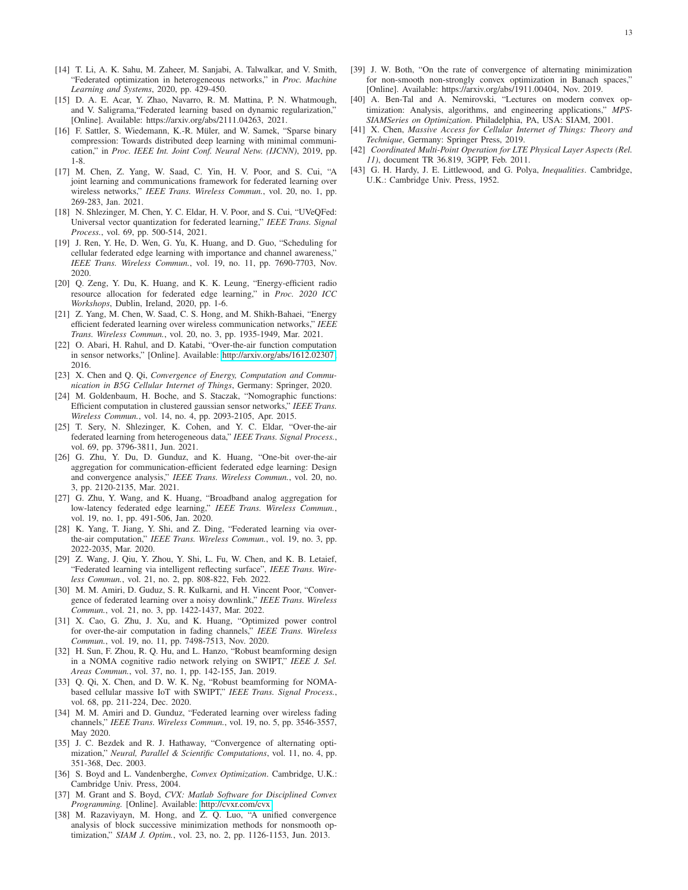[14] T. Li, A. K. Sahu, M. Zaheer, M. Sanjabi, A. Talwalkar, and V. Smith, "Federated optimization in heterogeneous networks," in *Proc. Machine Learning and Systems*, 2020, pp. 429-450.

[15] D. A. E. Acar, Y. Zhao, Navarro, R. M. Mattina, P. N. Whatmough, and V. Saligrama,"Federated learning based on dynamic regularization," [Online]. Available: https://arxiv.org/abs/2111.04263, 2021.

[16] F. Sattler, S. Wiedemann, K.-R. Müler, and W. Samek, "Sparse binary compression: Towards distributed deep learning with minimal communication," in *Proc. IEEE Int. Joint Conf. Neural Netw. (IJCNN)*, 2019, pp. 1-8.

[17] M. Chen, Z. Yang, W. Saad, C. Yin, H. V. Poor, and S. Cui, "A joint learning and communications framework for federated learning over wireless networks," *IEEE Trans. Wireless Commun.*, vol. 20, no. 1, pp. 269-283, Jan. 2021.

[18] N. Shlezinger, M. Chen, Y. C. Eldar, H. V. Poor, and S. Cui, "UVeQFed: Universal vector quantization for federated learning," *IEEE Trans. Signal Process.*, vol. 69, pp. 500-514, 2021.

[19] J. Ren, Y. He, D. Wen, G. Yu, K. Huang, and D. Guo, "Scheduling for cellular federated edge learning with importance and channel awareness," *IEEE Trans. Wireless Commun.*, vol. 19, no. 11, pp. 7690-7703, Nov. 2020.

[20] Q. Zeng, Y. Du, K. Huang, and K. K. Leung, "Energy-efficient radio resource allocation for federated edge learning," in *Proc. 2020 ICC Workshops*, Dublin, Ireland, 2020, pp. 1-6.

[21] Z. Yang, M. Chen, W. Saad, C. S. Hong, and M. Shikh-Bahaei, "Energy efficient federated learning over wireless communication networks," *IEEE Trans. Wireless Commun.*, vol. 20, no. 3, pp. 1935-1949, Mar. 2021.

[22] O. Abari, H. Rahul, and D. Katabi, "Over-the-air function computation in sensor networks," [Online]. Available: http://arxiv.org/abs/1612.02307 2016.

[23] X. Chen and Q. Qi, *Convergence of Energy, Computation and Communication in B5G Cellular Internet of Things*, Germany: Springer, 2020.

[24] M. Goldenbaum, H. Boche, and S. Staczak, "Nomographic functions: Efficient computation in clustered gaussian sensor networks," *IEEE Trans. Wireless Commun.*, vol. 14, no. 4, pp. 2093-2105, Apr. 2015.

[25] T. Sery, N. Shlezinger, K. Cohen, and Y. C. Eldar, "Over-the-air federated learning from heterogeneous data," *IEEE Trans. Signal Process.*, vol. 69, pp. 3796-3811, Jun. 2021.

[26] G. Zhu, Y. Du, D. Gunduz, and K. Huang, "One-bit over-the-air aggregation for communication-efficient federated edge learning: Design and convergence analysis," *IEEE Trans. Wireless Commun.*, vol. 20, no. 3, pp. 2120-2135, Mar. 2021.

[27] G. Zhu, Y. Wang, and K. Huang, "Broadband analog aggregation for low-latency federated edge learning," *IEEE Trans. Wireless Commun.*, vol. 19, no. 1, pp. 491-506, Jan. 2020.

[28] K. Yang, T. Jiang, Y. Shi, and Z. Ding, "Federated learning via over-the-air computation," *IEEE Trans. Wireless Commun.*, vol. 19, no. 3, pp. 2022-2035, Mar. 2020.

[29] Z. Wang, J. Qiu, Y. Zhou, Y. Shi, L. Fu, W. Chen, and K. B. Letaief, "Federated learning via intelligent reflecting surface", *IEEE Trans. Wireless Commun.*, vol. 21, no. 2, pp. 808-822, Feb. 2022.

[30] M. M. Amiri, D. Guduz, S. R. Kulkarni, and H. Vincent Poor, "Convergence of federated learning over a noisy downlink," *IEEE Trans. Wireless Commun.*, vol. 21, no. 3, pp. 1422-1437, Mar. 2022.

[31] X. Cao, G. Zhu, J. Xu, and K. Huang, "Optimized power control for over-the-air computation in fading channels," *IEEE Trans. Wireless Commun.*, vol. 19, no. 11, pp. 7498-7513, Nov. 2020.

[32] H. Sun, F. Zhou, R. Q. Hu, and L. Hanzo, "Robust beamforming design in a NOMA cognitive radio network relying on SWIPT," *IEEE J. Sel. Areas Commun.*, vol. 37, no. 1, pp. 142-155, Jan. 2019.

[33] Q. Qi, X. Chen, and D. W. K. Ng, "Robust beamforming for NOMA-based cellular massive IoT with SWIPT," *IEEE Trans. Signal Process.*, vol. 68, pp. 211-224, Dec. 2020.

[34] M. M. Amiri and D. Gunduz, "Federated learning over wireless fading channels," *IEEE Trans. Wireless Commun.*, vol. 19, no. 5, pp. 3546-3557, May 2020.

[35] J. C. Bezdek and R. J. Hathaway, "Convergence of alternating optimization," *Neural, Parallel & Scientific Computations*, vol. 11, no. 4, pp. 351-368, Dec. 2003.

[36] S. Boyd and L. Vandenberghe, *Convex Optimization*. Cambridge, U.K.: Cambridge Univ. Press, 2004.

[37] M. Grant and S. Boyd, *CVX: Matlab Software for Disciplined Convex Programming.* [Online]. Available: http://cvxr.com/cvx

[38] M. Razaviyayn, M. Hong, and Z. Q. Luo, "A unified convergence analysis of block successive minimization methods for nonsmooth optimization," *SIAM J. Optim.*, vol. 23, no. 2, pp. 1126-1153, Jun. 2013.

[39] J. W. Both, "On the rate of convergence of alternating minimization for non-smooth non-strongly convex optimization in Banach spaces," [Online]. Available: https://arxiv.org/abs/1911.00404, Nov. 2019.

[40] A. Ben-Tal and A. Nemirovski, "Lectures on modern convex optimization: Analysis, algorithms, and engineering applications," *MPS-SIAMSeries on Optimization*. Philadelphia, PA, USA: SIAM, 2001.

[41] X. Chen, *Massive Access for Cellular Internet of Things: Theory and Technique*, Germany: Springer Press, 2019.

[42] *Coordinated Multi-Point Operation for LTE Physical Layer Aspects (Rel. 11)*, document TR 36.819, 3GPP, Feb. 2011.

[43] G. H. Hardy, J. E. Littlewood, and G. Polya, *Inequalities*. Cambridge, U.K.: Cambridge Univ. Press, 1952.